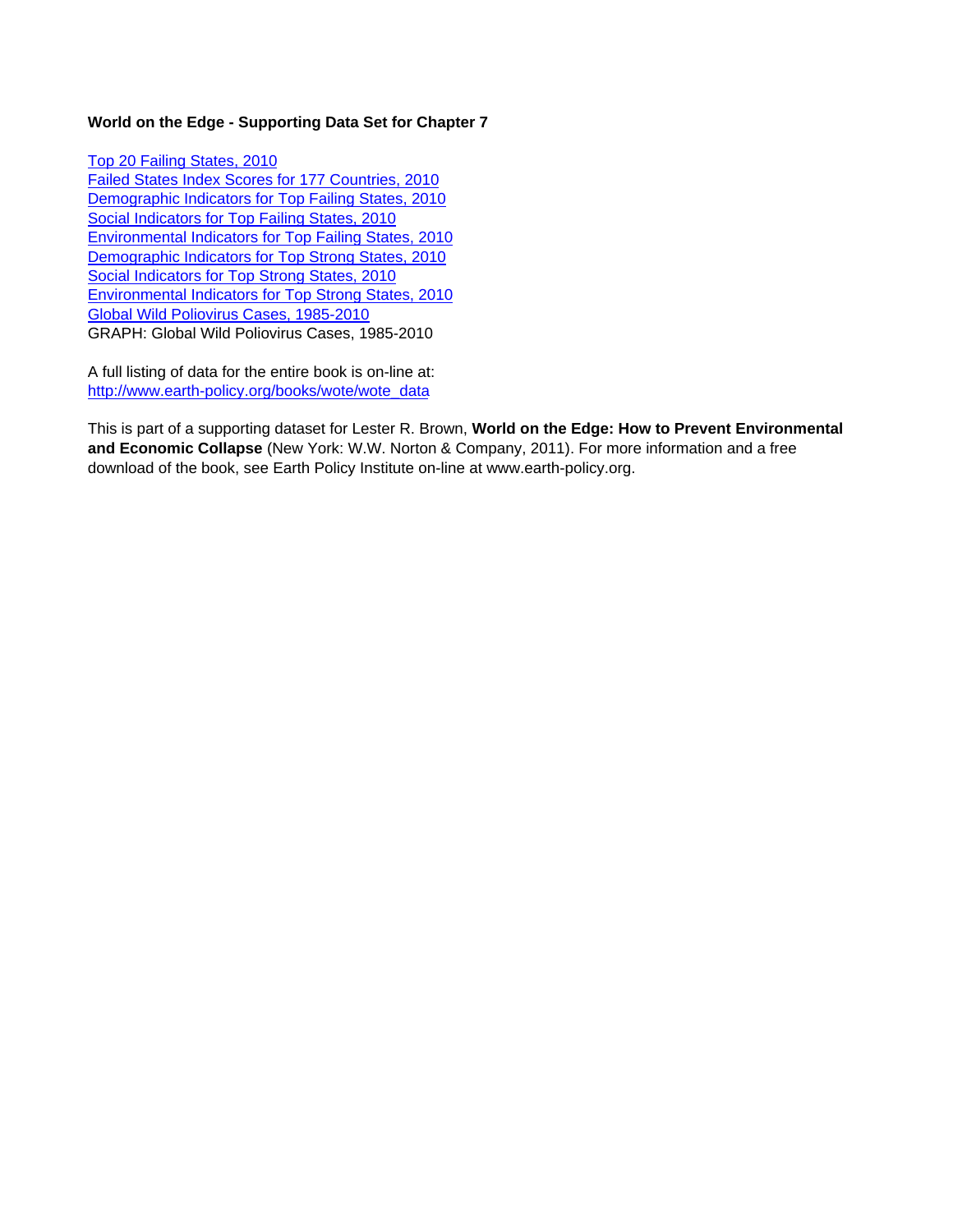**World on the Edge - Supporting Data Set for Chapter 7**

Top 20 Failing States, 2010
Failed States Index Scores for 177 Countries, 2010
Demographic Indicators for Top Failing States, 2010
Social Indicators for Top Failing States, 2010
Environmental Indicators for Top Failing States, 2010
Demographic Indicators for Top Strong States, 2010
Social Indicators for Top Strong States, 2010
Environmental Indicators for Top Strong States, 2010
Global Wild Poliovirus Cases, 1985-2010
GRAPH: Global Wild Poliovirus Cases, 1985-2010

A full listing of data for the entire book is on-line at:
http://www.earth-policy.org/books/wote/wote_data

This is part of a supporting dataset for Lester R. Brown, **World on the Edge: How to Prevent Environmental and Economic Collapse** (New York: W.W. Norton & Company, 2011). For more information and a free download of the book, see Earth Policy Institute on-line at www.earth-policy.org.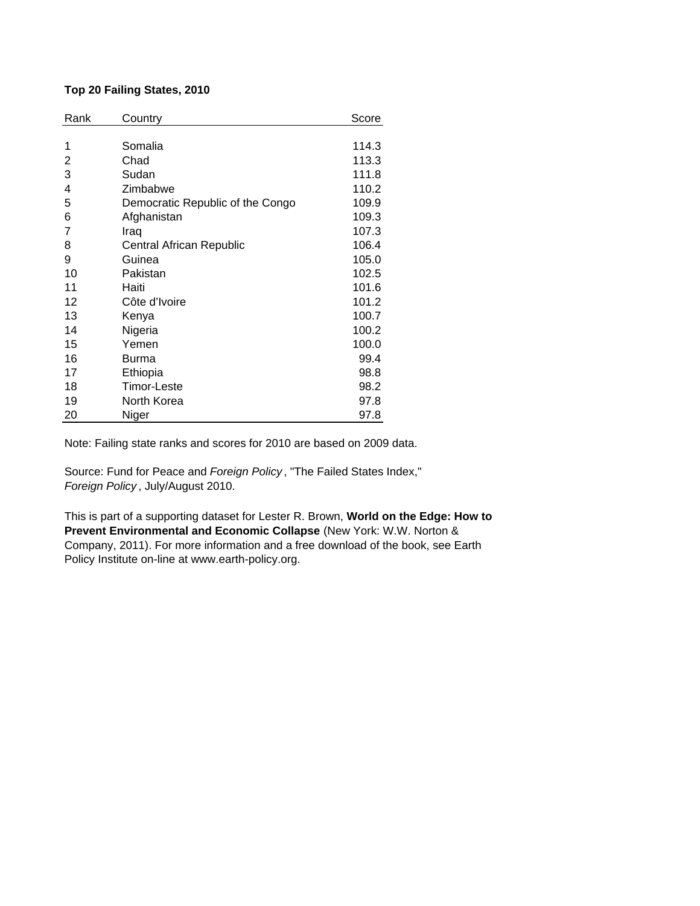**Top 20 Failing States, 2010**

| Rank | Country | Score |
|---|---|---|
| 1 | Somalia | 114.3 |
| 2 | Chad | 113.3 |
| 3 | Sudan | 111.8 |
| 4 | Zimbabwe | 110.2 |
| 5 | Democratic Republic of the Congo | 109.9 |
| 6 | Afghanistan | 109.3 |
| 7 | Iraq | 107.3 |
| 8 | Central African Republic | 106.4 |
| 9 | Guinea | 105.0 |
| 10 | Pakistan | 102.5 |
| 11 | Haiti | 101.6 |
| 12 | Côte d'Ivoire | 101.2 |
| 13 | Kenya | 100.7 |
| 14 | Nigeria | 100.2 |
| 15 | Yemen | 100.0 |
| 16 | Burma | 99.4 |
| 17 | Ethiopia | 98.8 |
| 18 | Timor-Leste | 98.2 |
| 19 | North Korea | 97.8 |
| 20 | Niger | 97.8 |

Note: Failing state ranks and scores for 2010 are based on 2009 data.

Source: Fund for Peace and *Foreign Policy*, "The Failed States Index," *Foreign Policy*, July/August 2010.

This is part of a supporting dataset for Lester R. Brown, **World on the Edge: How to Prevent Environmental and Economic Collapse** (New York: W.W. Norton & Company, 2011). For more information and a free download of the book, see Earth Policy Institute on-line at www.earth-policy.org.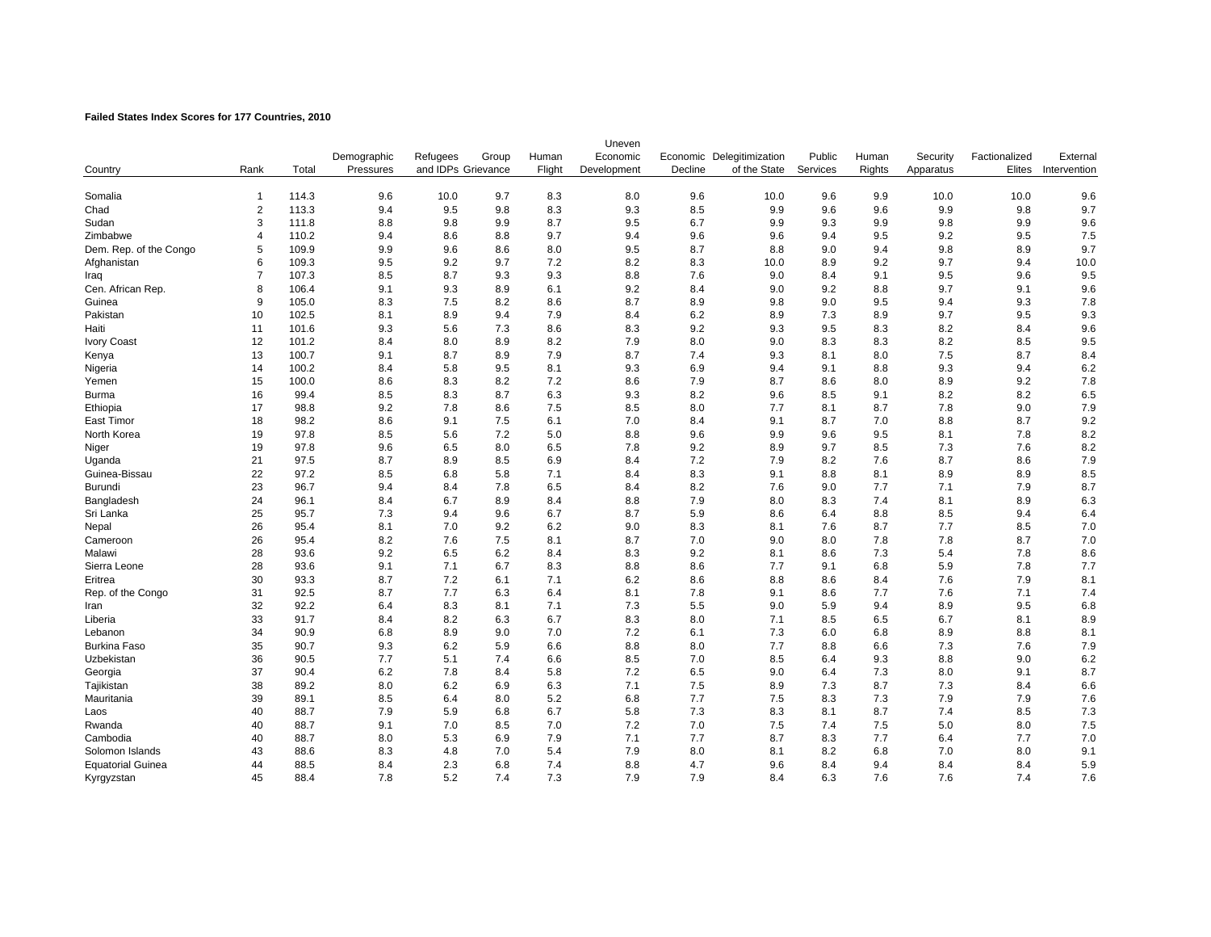**Failed States Index Scores for 177 Countries, 2010**

| Country | Rank | Total | Demographic Pressures | Refugees and IDPs | Group Grievance | Human Flight | Uneven Economic Development | Economic Decline | Delegitimization of the State | Public Services | Human Rights | Security Apparatus | Factionalized Elites | External Intervention |
|---|---|---|---|---|---|---|---|---|---|---|---|---|---|---|
| Somalia | 1 | 114.3 | 9.6 | 10.0 | 9.7 | 8.3 | 8.0 | 9.6 | 10.0 | 9.6 | 9.9 | 10.0 | 10.0 | 9.6 |
| Chad | 2 | 113.3 | 9.4 | 9.5 | 9.8 | 8.3 | 9.3 | 8.5 | 9.9 | 9.6 | 9.6 | 9.9 | 9.8 | 9.7 |
| Sudan | 3 | 111.8 | 8.8 | 9.8 | 9.9 | 8.7 | 9.5 | 6.7 | 9.9 | 9.3 | 9.9 | 9.8 | 9.9 | 9.6 |
| Zimbabwe | 4 | 110.2 | 9.4 | 8.6 | 8.8 | 9.7 | 9.4 | 9.6 | 9.6 | 9.4 | 9.5 | 9.2 | 9.5 | 7.5 |
| Dem. Rep. of the Congo | 5 | 109.9 | 9.9 | 9.6 | 8.6 | 8.0 | 9.5 | 8.7 | 8.8 | 9.0 | 9.4 | 9.8 | 8.9 | 9.7 |
| Afghanistan | 6 | 109.3 | 9.5 | 9.2 | 9.7 | 7.2 | 8.2 | 8.3 | 10.0 | 8.9 | 9.2 | 9.7 | 9.4 | 10.0 |
| Iraq | 7 | 107.3 | 8.5 | 8.7 | 9.3 | 9.3 | 8.8 | 7.6 | 9.0 | 8.4 | 9.1 | 9.5 | 9.6 | 9.5 |
| Cen. African Rep. | 8 | 106.4 | 9.1 | 9.3 | 8.9 | 6.1 | 9.2 | 8.4 | 9.0 | 9.2 | 8.8 | 9.7 | 9.1 | 9.6 |
| Guinea | 9 | 105.0 | 8.3 | 7.5 | 8.2 | 8.6 | 8.7 | 8.9 | 9.8 | 9.0 | 9.5 | 9.4 | 9.3 | 7.8 |
| Pakistan | 10 | 102.5 | 8.1 | 8.9 | 9.4 | 7.9 | 8.4 | 6.2 | 8.9 | 7.3 | 8.9 | 9.7 | 9.5 | 9.3 |
| Haiti | 11 | 101.6 | 9.3 | 5.6 | 7.3 | 8.6 | 8.3 | 9.2 | 9.3 | 9.5 | 8.3 | 8.2 | 8.4 | 9.6 |
| Ivory Coast | 12 | 101.2 | 8.4 | 8.0 | 8.9 | 8.2 | 7.9 | 8.0 | 9.0 | 8.3 | 8.3 | 8.2 | 8.5 | 9.5 |
| Kenya | 13 | 100.7 | 9.1 | 8.7 | 8.9 | 7.9 | 8.7 | 7.4 | 9.3 | 8.1 | 8.0 | 7.5 | 8.7 | 8.4 |
| Nigeria | 14 | 100.2 | 8.4 | 5.8 | 9.5 | 8.1 | 9.3 | 6.9 | 9.4 | 9.1 | 8.8 | 9.3 | 9.4 | 6.2 |
| Yemen | 15 | 100.0 | 8.6 | 8.3 | 8.2 | 7.2 | 8.6 | 7.9 | 8.7 | 8.6 | 8.0 | 8.9 | 9.2 | 7.8 |
| Burma | 16 | 99.4 | 8.5 | 8.3 | 8.7 | 6.3 | 9.3 | 8.2 | 9.6 | 8.5 | 9.1 | 8.2 | 8.2 | 6.5 |
| Ethiopia | 17 | 98.8 | 9.2 | 7.8 | 8.6 | 7.5 | 8.5 | 8.0 | 7.7 | 8.1 | 8.7 | 7.8 | 9.0 | 7.9 |
| East Timor | 18 | 98.2 | 8.6 | 9.1 | 7.5 | 6.1 | 7.0 | 8.4 | 9.1 | 8.7 | 7.0 | 8.8 | 8.7 | 9.2 |
| North Korea | 19 | 97.8 | 8.5 | 5.6 | 7.2 | 5.0 | 8.8 | 9.6 | 9.9 | 9.6 | 9.5 | 8.1 | 7.8 | 8.2 |
| Niger | 19 | 97.8 | 9.6 | 6.5 | 8.0 | 6.5 | 7.8 | 9.2 | 8.9 | 9.7 | 8.5 | 7.3 | 7.6 | 8.2 |
| Uganda | 21 | 97.5 | 8.7 | 8.9 | 8.5 | 6.9 | 8.4 | 7.2 | 7.9 | 8.2 | 7.6 | 8.7 | 8.6 | 7.9 |
| Guinea-Bissau | 22 | 97.2 | 8.5 | 6.8 | 5.8 | 7.1 | 8.4 | 8.3 | 9.1 | 8.8 | 8.1 | 8.9 | 8.9 | 8.5 |
| Burundi | 23 | 96.7 | 9.4 | 8.4 | 7.8 | 6.5 | 8.4 | 8.2 | 7.6 | 9.0 | 7.7 | 7.1 | 7.9 | 8.7 |
| Bangladesh | 24 | 96.1 | 8.4 | 6.7 | 8.9 | 8.4 | 8.8 | 7.9 | 8.0 | 8.3 | 7.4 | 8.1 | 8.9 | 6.3 |
| Sri Lanka | 25 | 95.7 | 7.3 | 9.4 | 9.6 | 6.7 | 8.7 | 5.9 | 8.6 | 6.4 | 8.8 | 8.5 | 9.4 | 6.4 |
| Nepal | 26 | 95.4 | 8.1 | 7.0 | 9.2 | 6.2 | 9.0 | 8.3 | 8.1 | 7.6 | 8.7 | 7.7 | 8.5 | 7.0 |
| Cameroon | 26 | 95.4 | 8.2 | 7.6 | 7.5 | 8.1 | 8.7 | 7.0 | 9.0 | 8.0 | 7.8 | 7.8 | 8.7 | 7.0 |
| Malawi | 28 | 93.6 | 9.2 | 6.5 | 6.2 | 8.4 | 8.3 | 9.2 | 8.1 | 8.6 | 7.3 | 5.4 | 7.8 | 8.6 |
| Sierra Leone | 28 | 93.6 | 9.1 | 7.1 | 6.7 | 8.3 | 8.8 | 8.6 | 7.7 | 9.1 | 6.8 | 5.9 | 7.8 | 7.7 |
| Eritrea | 30 | 93.3 | 8.7 | 7.2 | 6.1 | 7.1 | 6.2 | 8.6 | 8.8 | 8.6 | 8.4 | 7.6 | 7.9 | 8.1 |
| Rep. of the Congo | 31 | 92.5 | 8.7 | 7.7 | 6.3 | 6.4 | 8.1 | 7.8 | 9.1 | 8.6 | 7.7 | 7.6 | 7.1 | 7.4 |
| Iran | 32 | 92.2 | 6.4 | 8.3 | 8.1 | 7.1 | 7.3 | 5.5 | 9.0 | 5.9 | 9.4 | 8.9 | 9.5 | 6.8 |
| Liberia | 33 | 91.7 | 8.4 | 8.2 | 6.3 | 6.7 | 8.3 | 8.0 | 7.1 | 8.5 | 6.5 | 6.7 | 8.1 | 8.9 |
| Lebanon | 34 | 90.9 | 6.8 | 8.9 | 9.0 | 7.0 | 7.2 | 6.1 | 7.3 | 6.0 | 6.8 | 8.9 | 8.8 | 8.1 |
| Burkina Faso | 35 | 90.7 | 9.3 | 6.2 | 5.9 | 6.6 | 8.8 | 8.0 | 7.7 | 8.8 | 6.6 | 7.3 | 7.6 | 7.9 |
| Uzbekistan | 36 | 90.5 | 7.7 | 5.1 | 7.4 | 6.6 | 8.5 | 7.0 | 8.5 | 6.4 | 9.3 | 8.8 | 9.0 | 6.2 |
| Georgia | 37 | 90.4 | 6.2 | 7.8 | 8.4 | 5.8 | 7.2 | 6.5 | 9.0 | 6.4 | 7.3 | 8.0 | 9.1 | 8.7 |
| Tajikistan | 38 | 89.2 | 8.0 | 6.2 | 6.9 | 6.3 | 7.1 | 7.5 | 8.9 | 7.3 | 8.7 | 7.3 | 8.4 | 6.6 |
| Mauritania | 39 | 89.1 | 8.5 | 6.4 | 8.0 | 5.2 | 6.8 | 7.7 | 7.5 | 8.3 | 7.3 | 7.9 | 7.9 | 7.6 |
| Laos | 40 | 88.7 | 7.9 | 5.9 | 6.8 | 6.7 | 5.8 | 7.3 | 8.3 | 8.1 | 8.7 | 7.4 | 8.5 | 7.3 |
| Rwanda | 40 | 88.7 | 9.1 | 7.0 | 8.5 | 7.0 | 7.2 | 7.0 | 7.5 | 7.4 | 7.5 | 5.0 | 8.0 | 7.5 |
| Cambodia | 40 | 88.7 | 8.0 | 5.3 | 6.9 | 7.9 | 7.1 | 7.7 | 8.7 | 8.3 | 7.7 | 6.4 | 7.7 | 7.0 |
| Solomon Islands | 43 | 88.6 | 8.3 | 4.8 | 7.0 | 5.4 | 7.9 | 8.0 | 8.1 | 8.2 | 6.8 | 7.0 | 8.0 | 9.1 |
| Equatorial Guinea | 44 | 88.5 | 8.4 | 2.3 | 6.8 | 7.4 | 8.8 | 4.7 | 9.6 | 8.4 | 9.4 | 8.4 | 8.4 | 5.9 |
| Kyrgyzstan | 45 | 88.4 | 7.8 | 5.2 | 7.4 | 7.3 | 7.9 | 7.9 | 8.4 | 6.3 | 7.6 | 7.6 | 7.4 | 7.6 |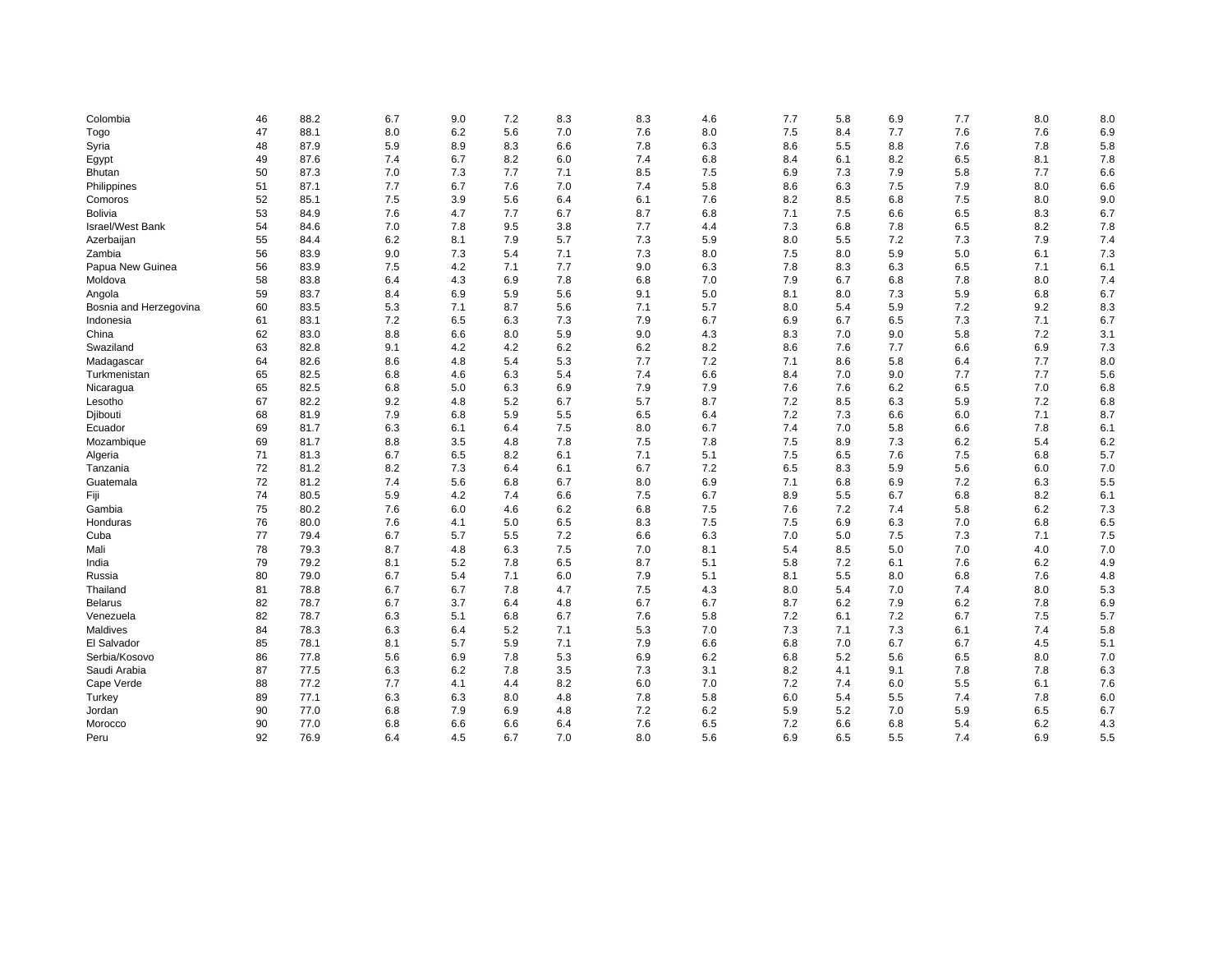| | | | | | | | | | | | | | | | |
|---|---|---|---|---|---|---|---|---|---|---|---|---|---|---|---|
| Colombia | 46 | 88.2 | 6.7 | 9.0 | 7.2 | 8.3 | 8.3 | 4.6 | 7.7 | 5.8 | 6.9 | 7.7 | 8.0 | 8.0 |
| Togo | 47 | 88.1 | 8.0 | 6.2 | 5.6 | 7.0 | 7.6 | 8.0 | 7.5 | 8.4 | 7.7 | 7.6 | 7.6 | 6.9 |
| Syria | 48 | 87.9 | 5.9 | 8.9 | 8.3 | 6.6 | 7.8 | 6.3 | 8.6 | 5.5 | 8.8 | 7.6 | 7.8 | 5.8 |
| Egypt | 49 | 87.6 | 7.4 | 6.7 | 8.2 | 6.0 | 7.4 | 6.8 | 8.4 | 6.1 | 8.2 | 6.5 | 8.1 | 7.8 |
| Bhutan | 50 | 87.3 | 7.0 | 7.3 | 7.7 | 7.1 | 8.5 | 7.5 | 6.9 | 7.3 | 7.9 | 5.8 | 7.7 | 6.6 |
| Philippines | 51 | 87.1 | 7.7 | 6.7 | 7.6 | 7.0 | 7.4 | 5.8 | 8.6 | 6.3 | 7.5 | 7.9 | 8.0 | 6.6 |
| Comoros | 52 | 85.1 | 7.5 | 3.9 | 5.6 | 6.4 | 6.1 | 7.6 | 8.2 | 8.5 | 6.8 | 7.5 | 8.0 | 9.0 |
| Bolivia | 53 | 84.9 | 7.6 | 4.7 | 7.7 | 6.7 | 8.7 | 6.8 | 7.1 | 7.5 | 6.6 | 6.5 | 8.3 | 6.7 |
| Israel/West Bank | 54 | 84.6 | 7.0 | 7.8 | 9.5 | 3.8 | 7.7 | 4.4 | 7.3 | 6.8 | 7.8 | 6.5 | 8.2 | 7.8 |
| Azerbaijan | 55 | 84.4 | 6.2 | 8.1 | 7.9 | 5.7 | 7.3 | 5.9 | 8.0 | 5.5 | 7.2 | 7.3 | 7.9 | 7.4 |
| Zambia | 56 | 83.9 | 9.0 | 7.3 | 5.4 | 7.1 | 7.3 | 8.0 | 7.5 | 8.0 | 5.9 | 5.0 | 6.1 | 7.3 |
| Papua New Guinea | 56 | 83.9 | 7.5 | 4.2 | 7.1 | 7.7 | 9.0 | 6.3 | 7.8 | 8.3 | 6.3 | 6.5 | 7.1 | 6.1 |
| Moldova | 58 | 83.8 | 6.4 | 4.3 | 6.9 | 7.8 | 6.8 | 7.0 | 7.9 | 6.7 | 6.8 | 7.8 | 8.0 | 7.4 |
| Angola | 59 | 83.7 | 8.4 | 6.9 | 5.9 | 5.6 | 9.1 | 5.0 | 8.1 | 8.0 | 7.3 | 5.9 | 6.8 | 6.7 |
| Bosnia and Herzegovina | 60 | 83.5 | 5.3 | 7.1 | 8.7 | 5.6 | 7.1 | 5.7 | 8.0 | 5.4 | 5.9 | 7.2 | 9.2 | 8.3 |
| Indonesia | 61 | 83.1 | 7.2 | 6.5 | 6.3 | 7.3 | 7.9 | 6.7 | 6.9 | 6.7 | 6.5 | 7.3 | 7.1 | 6.7 |
| China | 62 | 83.0 | 8.8 | 6.6 | 8.0 | 5.9 | 9.0 | 4.3 | 8.3 | 7.0 | 9.0 | 5.8 | 7.2 | 3.1 |
| Swaziland | 63 | 82.8 | 9.1 | 4.2 | 4.2 | 6.2 | 6.2 | 8.2 | 8.6 | 7.6 | 7.7 | 6.6 | 6.9 | 7.3 |
| Madagascar | 64 | 82.6 | 8.6 | 4.8 | 5.4 | 5.3 | 7.7 | 7.2 | 7.1 | 8.6 | 5.8 | 6.4 | 7.7 | 8.0 |
| Turkmenistan | 65 | 82.5 | 6.8 | 4.6 | 6.3 | 5.4 | 7.4 | 6.6 | 8.4 | 7.0 | 9.0 | 7.7 | 7.7 | 5.6 |
| Nicaragua | 65 | 82.5 | 6.8 | 5.0 | 6.3 | 6.9 | 7.9 | 7.9 | 7.6 | 7.6 | 6.2 | 6.5 | 7.0 | 6.8 |
| Lesotho | 67 | 82.2 | 9.2 | 4.8 | 5.2 | 6.7 | 5.7 | 8.7 | 7.2 | 8.5 | 6.3 | 5.9 | 7.2 | 6.8 |
| Djibouti | 68 | 81.9 | 7.9 | 6.8 | 5.9 | 5.5 | 6.5 | 6.4 | 7.2 | 7.3 | 6.6 | 6.0 | 7.1 | 8.7 |
| Ecuador | 69 | 81.7 | 6.3 | 6.1 | 6.4 | 7.5 | 8.0 | 6.7 | 7.4 | 7.0 | 5.8 | 6.6 | 7.8 | 6.1 |
| Mozambique | 69 | 81.7 | 8.8 | 3.5 | 4.8 | 7.8 | 7.5 | 7.8 | 7.5 | 8.9 | 7.3 | 6.2 | 5.4 | 6.2 |
| Algeria | 71 | 81.3 | 6.7 | 6.5 | 8.2 | 6.1 | 7.1 | 5.1 | 7.5 | 6.5 | 7.6 | 7.5 | 6.8 | 5.7 |
| Tanzania | 72 | 81.2 | 8.2 | 7.3 | 6.4 | 6.1 | 6.7 | 7.2 | 6.5 | 8.3 | 5.9 | 5.6 | 6.0 | 7.0 |
| Guatemala | 72 | 81.2 | 7.4 | 5.6 | 6.8 | 6.7 | 8.0 | 6.9 | 7.1 | 6.8 | 6.9 | 7.2 | 6.3 | 5.5 |
| Fiji | 74 | 80.5 | 5.9 | 4.2 | 7.4 | 6.6 | 7.5 | 6.7 | 8.9 | 5.5 | 6.7 | 6.8 | 8.2 | 6.1 |
| Gambia | 75 | 80.2 | 7.6 | 6.0 | 4.6 | 6.2 | 6.8 | 7.5 | 7.6 | 7.2 | 7.4 | 5.8 | 6.2 | 7.3 |
| Honduras | 76 | 80.0 | 7.6 | 4.1 | 5.0 | 6.5 | 8.3 | 7.5 | 7.5 | 6.9 | 6.3 | 7.0 | 6.8 | 6.5 |
| Cuba | 77 | 79.4 | 6.7 | 5.7 | 5.5 | 7.2 | 6.6 | 6.3 | 7.0 | 5.0 | 7.5 | 7.3 | 7.1 | 7.5 |
| Mali | 78 | 79.3 | 8.7 | 4.8 | 6.3 | 7.5 | 7.0 | 8.1 | 5.4 | 8.5 | 5.0 | 7.0 | 4.0 | 7.0 |
| India | 79 | 79.2 | 8.1 | 5.2 | 7.8 | 6.5 | 8.7 | 5.1 | 5.8 | 7.2 | 6.1 | 7.6 | 6.2 | 4.9 |
| Russia | 80 | 79.0 | 6.7 | 5.4 | 7.1 | 6.0 | 7.9 | 5.1 | 8.1 | 5.5 | 8.0 | 6.8 | 7.6 | 4.8 |
| Thailand | 81 | 78.8 | 6.7 | 6.7 | 7.8 | 4.7 | 7.5 | 4.3 | 8.0 | 5.4 | 7.0 | 7.4 | 8.0 | 5.3 |
| Belarus | 82 | 78.7 | 6.7 | 3.7 | 6.4 | 4.8 | 6.7 | 6.7 | 8.7 | 6.2 | 7.9 | 6.2 | 7.8 | 6.9 |
| Venezuela | 82 | 78.7 | 6.3 | 5.1 | 6.8 | 6.7 | 7.6 | 5.8 | 7.2 | 6.1 | 7.2 | 6.7 | 7.5 | 5.7 |
| Maldives | 84 | 78.3 | 6.3 | 6.4 | 5.2 | 7.1 | 5.3 | 7.0 | 7.3 | 7.1 | 7.3 | 6.1 | 7.4 | 5.8 |
| El Salvador | 85 | 78.1 | 8.1 | 5.7 | 5.9 | 7.1 | 7.9 | 6.6 | 6.8 | 7.0 | 6.7 | 6.7 | 4.5 | 5.1 |
| Serbia/Kosovo | 86 | 77.8 | 5.6 | 6.9 | 7.8 | 5.3 | 6.9 | 6.2 | 6.8 | 5.2 | 5.6 | 6.5 | 8.0 | 7.0 |
| Saudi Arabia | 87 | 77.5 | 6.3 | 6.2 | 7.8 | 3.5 | 7.3 | 3.1 | 8.2 | 4.1 | 9.1 | 7.8 | 7.8 | 6.3 |
| Cape Verde | 88 | 77.2 | 7.7 | 4.1 | 4.4 | 8.2 | 6.0 | 7.0 | 7.2 | 7.4 | 6.0 | 5.5 | 6.1 | 7.6 |
| Turkey | 89 | 77.1 | 6.3 | 6.3 | 8.0 | 4.8 | 7.8 | 5.8 | 6.0 | 5.4 | 5.5 | 7.4 | 7.8 | 6.0 |
| Jordan | 90 | 77.0 | 6.8 | 7.9 | 6.9 | 4.8 | 7.2 | 6.2 | 5.9 | 5.2 | 7.0 | 5.9 | 6.5 | 6.7 |
| Morocco | 90 | 77.0 | 6.8 | 6.6 | 6.6 | 6.4 | 7.6 | 6.5 | 7.2 | 6.6 | 6.8 | 5.4 | 6.2 | 4.3 |
| Peru | 92 | 76.9 | 6.4 | 4.5 | 6.7 | 7.0 | 8.0 | 5.6 | 6.9 | 6.5 | 5.5 | 7.4 | 6.9 | 5.5 |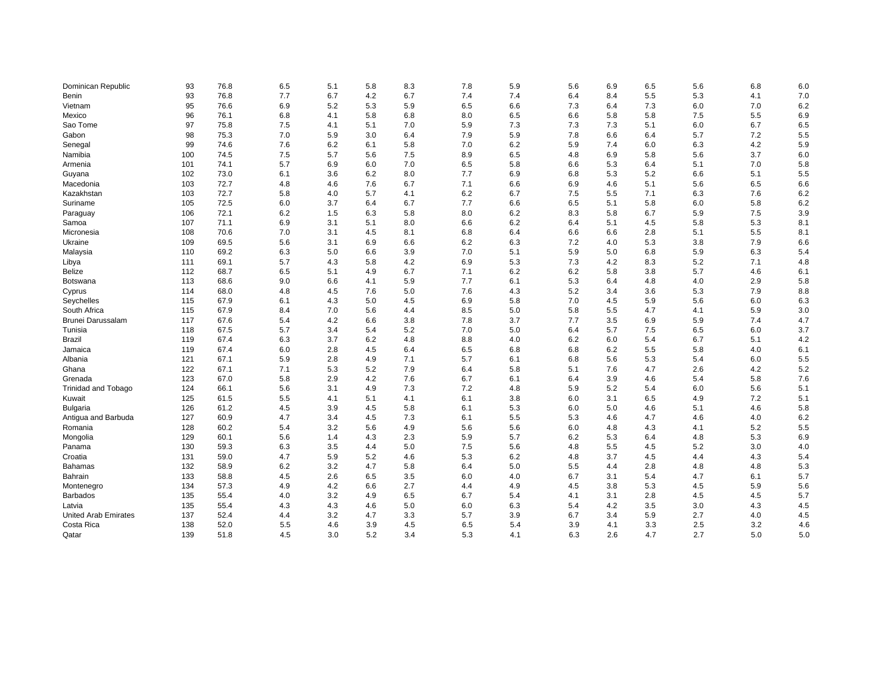| | | | | | | | | | | | | | | |
|---|---|---|---|---|---|---|---|---|---|---|---|---|---|---|
| Dominican Republic | 93 | 76.8 | 6.5 | 5.1 | 5.8 | 8.3 | 7.8 | 5.9 | 5.6 | 6.9 | 6.5 | 5.6 | 6.8 | 6.0 |
| Benin | 93 | 76.8 | 7.7 | 6.7 | 4.2 | 6.7 | 7.4 | 7.4 | 6.4 | 8.4 | 5.5 | 5.3 | 4.1 | 7.0 |
| Vietnam | 95 | 76.6 | 6.9 | 5.2 | 5.3 | 5.9 | 6.5 | 6.6 | 7.3 | 6.4 | 7.3 | 6.0 | 7.0 | 6.2 |
| Mexico | 96 | 76.1 | 6.8 | 4.1 | 5.8 | 6.8 | 8.0 | 6.5 | 6.6 | 5.8 | 5.8 | 7.5 | 5.5 | 6.9 |
| Sao Tome | 97 | 75.8 | 7.5 | 4.1 | 5.1 | 7.0 | 5.9 | 7.3 | 7.3 | 7.3 | 5.1 | 6.0 | 6.7 | 6.5 |
| Gabon | 98 | 75.3 | 7.0 | 5.9 | 3.0 | 6.4 | 7.9 | 5.9 | 7.8 | 6.6 | 6.4 | 5.7 | 7.2 | 5.5 |
| Senegal | 99 | 74.6 | 7.6 | 6.2 | 6.1 | 5.8 | 7.0 | 6.2 | 5.9 | 7.4 | 6.0 | 6.3 | 4.2 | 5.9 |
| Namibia | 100 | 74.5 | 7.5 | 5.7 | 5.6 | 7.5 | 8.9 | 6.5 | 4.8 | 6.9 | 5.8 | 5.6 | 3.7 | 6.0 |
| Armenia | 101 | 74.1 | 5.7 | 6.9 | 6.0 | 7.0 | 6.5 | 5.8 | 6.6 | 5.3 | 6.4 | 5.1 | 7.0 | 5.8 |
| Guyana | 102 | 73.0 | 6.1 | 3.6 | 6.2 | 8.0 | 7.7 | 6.9 | 6.8 | 5.3 | 5.2 | 6.6 | 5.1 | 5.5 |
| Macedonia | 103 | 72.7 | 4.8 | 4.6 | 7.6 | 6.7 | 7.1 | 6.6 | 6.9 | 4.6 | 5.1 | 5.6 | 6.5 | 6.6 |
| Kazakhstan | 103 | 72.7 | 5.8 | 4.0 | 5.7 | 4.1 | 6.2 | 6.7 | 7.5 | 5.5 | 7.1 | 6.3 | 7.6 | 6.2 |
| Suriname | 105 | 72.5 | 6.0 | 3.7 | 6.4 | 6.7 | 7.7 | 6.6 | 6.5 | 5.1 | 5.8 | 6.0 | 5.8 | 6.2 |
| Paraguay | 106 | 72.1 | 6.2 | 1.5 | 6.3 | 5.8 | 8.0 | 6.2 | 8.3 | 5.8 | 6.7 | 5.9 | 7.5 | 3.9 |
| Samoa | 107 | 71.1 | 6.9 | 3.1 | 5.1 | 8.0 | 6.6 | 6.2 | 6.4 | 5.1 | 4.5 | 5.8 | 5.3 | 8.1 |
| Micronesia | 108 | 70.6 | 7.0 | 3.1 | 4.5 | 8.1 | 6.8 | 6.4 | 6.6 | 6.6 | 2.8 | 5.1 | 5.5 | 8.1 |
| Ukraine | 109 | 69.5 | 5.6 | 3.1 | 6.9 | 6.6 | 6.2 | 6.3 | 7.2 | 4.0 | 5.3 | 3.8 | 7.9 | 6.6 |
| Malaysia | 110 | 69.2 | 6.3 | 5.0 | 6.6 | 3.9 | 7.0 | 5.1 | 5.9 | 5.0 | 6.8 | 5.9 | 6.3 | 5.4 |
| Libya | 111 | 69.1 | 5.7 | 4.3 | 5.8 | 4.2 | 6.9 | 5.3 | 7.3 | 4.2 | 8.3 | 5.2 | 7.1 | 4.8 |
| Belize | 112 | 68.7 | 6.5 | 5.1 | 4.9 | 6.7 | 7.1 | 6.2 | 6.2 | 5.8 | 3.8 | 5.7 | 4.6 | 6.1 |
| Botswana | 113 | 68.6 | 9.0 | 6.6 | 4.1 | 5.9 | 7.7 | 6.1 | 5.3 | 6.4 | 4.8 | 4.0 | 2.9 | 5.8 |
| Cyprus | 114 | 68.0 | 4.8 | 4.5 | 7.6 | 5.0 | 7.6 | 4.3 | 5.2 | 3.4 | 3.6 | 5.3 | 7.9 | 8.8 |
| Seychelles | 115 | 67.9 | 6.1 | 4.3 | 5.0 | 4.5 | 6.9 | 5.8 | 7.0 | 4.5 | 5.9 | 5.6 | 6.0 | 6.3 |
| South Africa | 115 | 67.9 | 8.4 | 7.0 | 5.6 | 4.4 | 8.5 | 5.0 | 5.8 | 5.5 | 4.7 | 4.1 | 5.9 | 3.0 |
| Brunei Darussalam | 117 | 67.6 | 5.4 | 4.2 | 6.6 | 3.8 | 7.8 | 3.7 | 7.7 | 3.5 | 6.9 | 5.9 | 7.4 | 4.7 |
| Tunisia | 118 | 67.5 | 5.7 | 3.4 | 5.4 | 5.2 | 7.0 | 5.0 | 6.4 | 5.7 | 7.5 | 6.5 | 6.0 | 3.7 |
| Brazil | 119 | 67.4 | 6.3 | 3.7 | 6.2 | 4.8 | 8.8 | 4.0 | 6.2 | 6.0 | 5.4 | 6.7 | 5.1 | 4.2 |
| Jamaica | 119 | 67.4 | 6.0 | 2.8 | 4.5 | 6.4 | 6.5 | 6.8 | 6.8 | 6.2 | 5.5 | 5.8 | 4.0 | 6.1 |
| Albania | 121 | 67.1 | 5.9 | 2.8 | 4.9 | 7.1 | 5.7 | 6.1 | 6.8 | 5.6 | 5.3 | 5.4 | 6.0 | 5.5 |
| Ghana | 122 | 67.1 | 7.1 | 5.3 | 5.2 | 7.9 | 6.4 | 5.8 | 5.1 | 7.6 | 4.7 | 2.6 | 4.2 | 5.2 |
| Grenada | 123 | 67.0 | 5.8 | 2.9 | 4.2 | 7.6 | 6.7 | 6.1 | 6.4 | 3.9 | 4.6 | 5.4 | 5.8 | 7.6 |
| Trinidad and Tobago | 124 | 66.1 | 5.6 | 3.1 | 4.9 | 7.3 | 7.2 | 4.8 | 5.9 | 5.2 | 5.4 | 6.0 | 5.6 | 5.1 |
| Kuwait | 125 | 61.5 | 5.5 | 4.1 | 5.1 | 4.1 | 6.1 | 3.8 | 6.0 | 3.1 | 6.5 | 4.9 | 7.2 | 5.1 |
| Bulgaria | 126 | 61.2 | 4.5 | 3.9 | 4.5 | 5.8 | 6.1 | 5.3 | 6.0 | 5.0 | 4.6 | 5.1 | 4.6 | 5.8 |
| Antigua and Barbuda | 127 | 60.9 | 4.7 | 3.4 | 4.5 | 7.3 | 6.1 | 5.5 | 5.3 | 4.6 | 4.7 | 4.6 | 4.0 | 6.2 |
| Romania | 128 | 60.2 | 5.4 | 3.2 | 5.6 | 4.9 | 5.6 | 5.6 | 6.0 | 4.8 | 4.3 | 4.1 | 5.2 | 5.5 |
| Mongolia | 129 | 60.1 | 5.6 | 1.4 | 4.3 | 2.3 | 5.9 | 5.7 | 6.2 | 5.3 | 6.4 | 4.8 | 5.3 | 6.9 |
| Panama | 130 | 59.3 | 6.3 | 3.5 | 4.4 | 5.0 | 7.5 | 5.6 | 4.8 | 5.5 | 4.5 | 5.2 | 3.0 | 4.0 |
| Croatia | 131 | 59.0 | 4.7 | 5.9 | 5.2 | 4.6 | 5.3 | 6.2 | 4.8 | 3.7 | 4.5 | 4.4 | 4.3 | 5.4 |
| Bahamas | 132 | 58.9 | 6.2 | 3.2 | 4.7 | 5.8 | 6.4 | 5.0 | 5.5 | 4.4 | 2.8 | 4.8 | 4.8 | 5.3 |
| Bahrain | 133 | 58.8 | 4.5 | 2.6 | 6.5 | 3.5 | 6.0 | 4.0 | 6.7 | 3.1 | 5.4 | 4.7 | 6.1 | 5.7 |
| Montenegro | 134 | 57.3 | 4.9 | 4.2 | 6.6 | 2.7 | 4.4 | 4.9 | 4.5 | 3.8 | 5.3 | 4.5 | 5.9 | 5.6 |
| Barbados | 135 | 55.4 | 4.0 | 3.2 | 4.9 | 6.5 | 6.7 | 5.4 | 4.1 | 3.1 | 2.8 | 4.5 | 4.5 | 5.7 |
| Latvia | 135 | 55.4 | 4.3 | 4.3 | 4.6 | 5.0 | 6.0 | 6.3 | 5.4 | 4.2 | 3.5 | 3.0 | 4.3 | 4.5 |
| United Arab Emirates | 137 | 52.4 | 4.4 | 3.2 | 4.7 | 3.3 | 5.7 | 3.9 | 6.7 | 3.4 | 5.9 | 2.7 | 4.0 | 4.5 |
| Costa Rica | 138 | 52.0 | 5.5 | 4.6 | 3.9 | 4.5 | 6.5 | 5.4 | 3.9 | 4.1 | 3.3 | 2.5 | 3.2 | 4.6 |
| Qatar | 139 | 51.8 | 4.5 | 3.0 | 5.2 | 3.4 | 5.3 | 4.1 | 6.3 | 2.6 | 4.7 | 2.7 | 5.0 | 5.0 |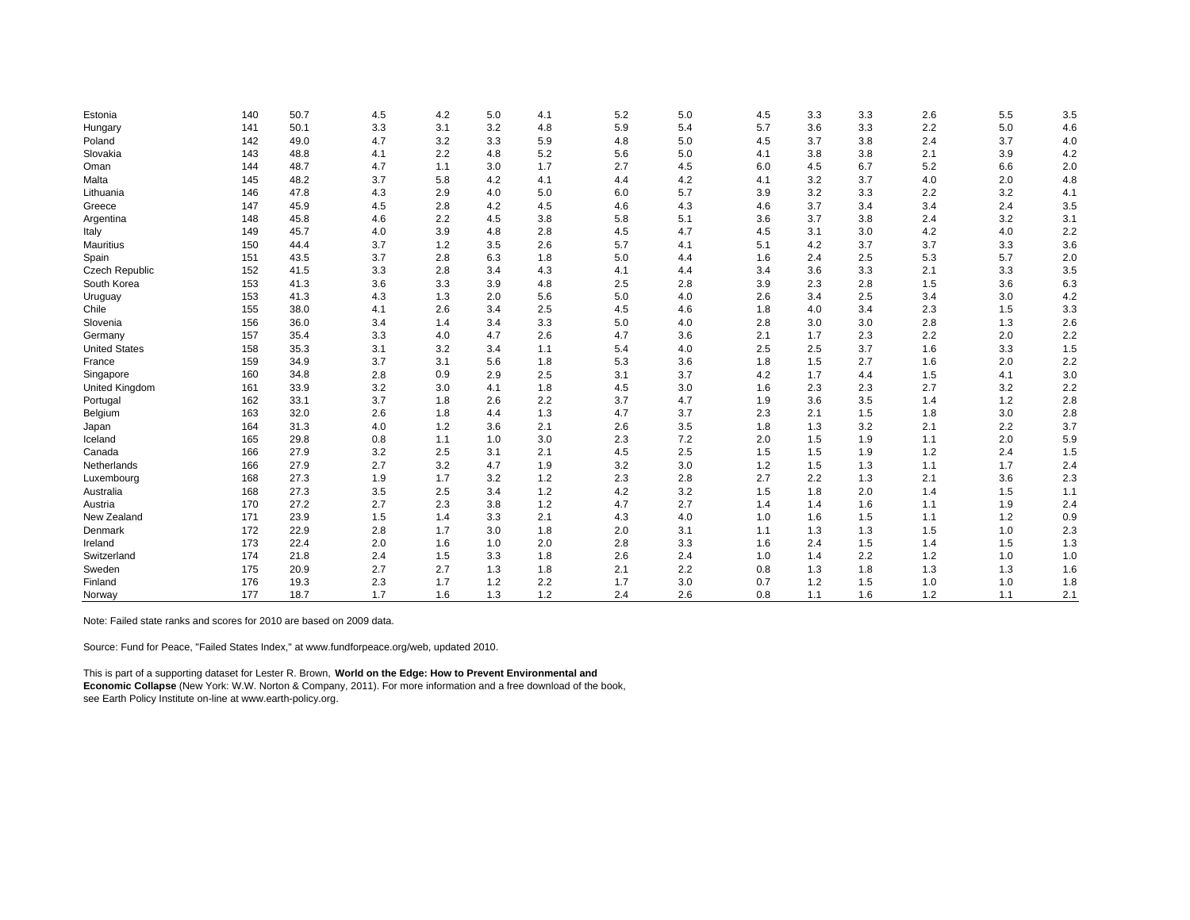| | | | | | | | | | | | | | | | |
|---|---|---|---|---|---|---|---|---|---|---|---|---|---|---|---|
| Estonia | 140 | 50.7 | 4.5 | 4.2 | 5.0 | 4.1 | 5.2 | 5.0 | 4.5 | 3.3 | 3.3 | 2.6 | 5.5 | 3.5 |
| Hungary | 141 | 50.1 | 3.3 | 3.1 | 3.2 | 4.8 | 5.9 | 5.4 | 5.7 | 3.6 | 3.3 | 2.2 | 5.0 | 4.6 |
| Poland | 142 | 49.0 | 4.7 | 3.2 | 3.3 | 5.9 | 4.8 | 5.0 | 4.5 | 3.7 | 3.8 | 2.4 | 3.7 | 4.0 |
| Slovakia | 143 | 48.8 | 4.1 | 2.2 | 4.8 | 5.2 | 5.6 | 5.0 | 4.1 | 3.8 | 3.8 | 2.1 | 3.9 | 4.2 |
| Oman | 144 | 48.7 | 4.7 | 1.1 | 3.0 | 1.7 | 2.7 | 4.5 | 6.0 | 4.5 | 6.7 | 5.2 | 6.6 | 2.0 |
| Malta | 145 | 48.2 | 3.7 | 5.8 | 4.2 | 4.1 | 4.4 | 4.2 | 4.1 | 3.2 | 3.7 | 4.0 | 2.0 | 4.8 |
| Lithuania | 146 | 47.8 | 4.3 | 2.9 | 4.0 | 5.0 | 6.0 | 5.7 | 3.9 | 3.2 | 3.3 | 2.2 | 3.2 | 4.1 |
| Greece | 147 | 45.9 | 4.5 | 2.8 | 4.2 | 4.5 | 4.6 | 4.3 | 4.6 | 3.7 | 3.4 | 3.4 | 2.4 | 3.5 |
| Argentina | 148 | 45.8 | 4.6 | 2.2 | 4.5 | 3.8 | 5.8 | 5.1 | 3.6 | 3.7 | 3.8 | 2.4 | 3.2 | 3.1 |
| Italy | 149 | 45.7 | 4.0 | 3.9 | 4.8 | 2.8 | 4.5 | 4.7 | 4.5 | 3.1 | 3.0 | 4.2 | 4.0 | 2.2 |
| Mauritius | 150 | 44.4 | 3.7 | 1.2 | 3.5 | 2.6 | 5.7 | 4.1 | 5.1 | 4.2 | 3.7 | 3.7 | 3.3 | 3.6 |
| Spain | 151 | 43.5 | 3.7 | 2.8 | 6.3 | 1.8 | 5.0 | 4.4 | 1.6 | 2.4 | 2.5 | 5.3 | 5.7 | 2.0 |
| Czech Republic | 152 | 41.5 | 3.3 | 2.8 | 3.4 | 4.3 | 4.1 | 4.4 | 3.4 | 3.6 | 3.3 | 2.1 | 3.3 | 3.5 |
| South Korea | 153 | 41.3 | 3.6 | 3.3 | 3.9 | 4.8 | 2.5 | 2.8 | 3.9 | 2.3 | 2.8 | 1.5 | 3.6 | 6.3 |
| Uruguay | 153 | 41.3 | 4.3 | 1.3 | 2.0 | 5.6 | 5.0 | 4.0 | 2.6 | 3.4 | 2.5 | 3.4 | 3.0 | 4.2 |
| Chile | 155 | 38.0 | 4.1 | 2.6 | 3.4 | 2.5 | 4.5 | 4.6 | 1.8 | 4.0 | 3.4 | 2.3 | 1.5 | 3.3 |
| Slovenia | 156 | 36.0 | 3.4 | 1.4 | 3.4 | 3.3 | 5.0 | 4.0 | 2.8 | 3.0 | 3.0 | 2.8 | 1.3 | 2.6 |
| Germany | 157 | 35.4 | 3.3 | 4.0 | 4.7 | 2.6 | 4.7 | 3.6 | 2.1 | 1.7 | 2.3 | 2.2 | 2.0 | 2.2 |
| United States | 158 | 35.3 | 3.1 | 3.2 | 3.4 | 1.1 | 5.4 | 4.0 | 2.5 | 2.5 | 3.7 | 1.6 | 3.3 | 1.5 |
| France | 159 | 34.9 | 3.7 | 3.1 | 5.6 | 1.8 | 5.3 | 3.6 | 1.8 | 1.5 | 2.7 | 1.6 | 2.0 | 2.2 |
| Singapore | 160 | 34.8 | 2.8 | 0.9 | 2.9 | 2.5 | 3.1 | 3.7 | 4.2 | 1.7 | 4.4 | 1.5 | 4.1 | 3.0 |
| United Kingdom | 161 | 33.9 | 3.2 | 3.0 | 4.1 | 1.8 | 4.5 | 3.0 | 1.6 | 2.3 | 2.3 | 2.7 | 3.2 | 2.2 |
| Portugal | 162 | 33.1 | 3.7 | 1.8 | 2.6 | 2.2 | 3.7 | 4.7 | 1.9 | 3.6 | 3.5 | 1.4 | 1.2 | 2.8 |
| Belgium | 163 | 32.0 | 2.6 | 1.8 | 4.4 | 1.3 | 4.7 | 3.7 | 2.3 | 2.1 | 1.5 | 1.8 | 3.0 | 2.8 |
| Japan | 164 | 31.3 | 4.0 | 1.2 | 3.6 | 2.1 | 2.6 | 3.5 | 1.8 | 1.3 | 3.2 | 2.1 | 2.2 | 3.7 |
| Iceland | 165 | 29.8 | 0.8 | 1.1 | 1.0 | 3.0 | 2.3 | 7.2 | 2.0 | 1.5 | 1.9 | 1.1 | 2.0 | 5.9 |
| Canada | 166 | 27.9 | 3.2 | 2.5 | 3.1 | 2.1 | 4.5 | 2.5 | 1.5 | 1.5 | 1.9 | 1.2 | 2.4 | 1.5 |
| Netherlands | 166 | 27.9 | 2.7 | 3.2 | 4.7 | 1.9 | 3.2 | 3.0 | 1.2 | 1.5 | 1.3 | 1.1 | 1.7 | 2.4 |
| Luxembourg | 168 | 27.3 | 1.9 | 1.7 | 3.2 | 1.2 | 2.3 | 2.8 | 2.7 | 2.2 | 1.3 | 2.1 | 3.6 | 2.3 |
| Australia | 168 | 27.3 | 3.5 | 2.5 | 3.4 | 1.2 | 4.2 | 3.2 | 1.5 | 1.8 | 2.0 | 1.4 | 1.5 | 1.1 |
| Austria | 170 | 27.2 | 2.7 | 2.3 | 3.8 | 1.2 | 4.7 | 2.7 | 1.4 | 1.4 | 1.6 | 1.1 | 1.9 | 2.4 |
| New Zealand | 171 | 23.9 | 1.5 | 1.4 | 3.3 | 2.1 | 4.3 | 4.0 | 1.0 | 1.6 | 1.5 | 1.1 | 1.2 | 0.9 |
| Denmark | 172 | 22.9 | 2.8 | 1.7 | 3.0 | 1.8 | 2.0 | 3.1 | 1.1 | 1.3 | 1.3 | 1.5 | 1.0 | 2.3 |
| Ireland | 173 | 22.4 | 2.0 | 1.6 | 1.0 | 2.0 | 2.8 | 3.3 | 1.6 | 2.4 | 1.5 | 1.4 | 1.5 | 1.3 |
| Switzerland | 174 | 21.8 | 2.4 | 1.5 | 3.3 | 1.8 | 2.6 | 2.4 | 1.0 | 1.4 | 2.2 | 1.2 | 1.0 | 1.0 |
| Sweden | 175 | 20.9 | 2.7 | 2.7 | 1.3 | 1.8 | 2.1 | 2.2 | 0.8 | 1.3 | 1.8 | 1.3 | 1.3 | 1.6 |
| Finland | 176 | 19.3 | 2.3 | 1.7 | 1.2 | 2.2 | 1.7 | 3.0 | 0.7 | 1.2 | 1.5 | 1.0 | 1.0 | 1.8 |
| Norway | 177 | 18.7 | 1.7 | 1.6 | 1.3 | 1.2 | 2.4 | 2.6 | 0.8 | 1.1 | 1.6 | 1.2 | 1.1 | 2.1 |

Note: Failed state ranks and scores for 2010 are based on 2009 data.

Source: Fund for Peace, "Failed States Index," at www.fundforpeace.org/web, updated 2010.

This is part of a supporting dataset for Lester R. Brown, **World on the Edge: How to Prevent Environmental and Economic Collapse** (New York: W.W. Norton & Company, 2011). For more information and a free download of the book, see Earth Policy Institute on-line at www.earth-policy.org.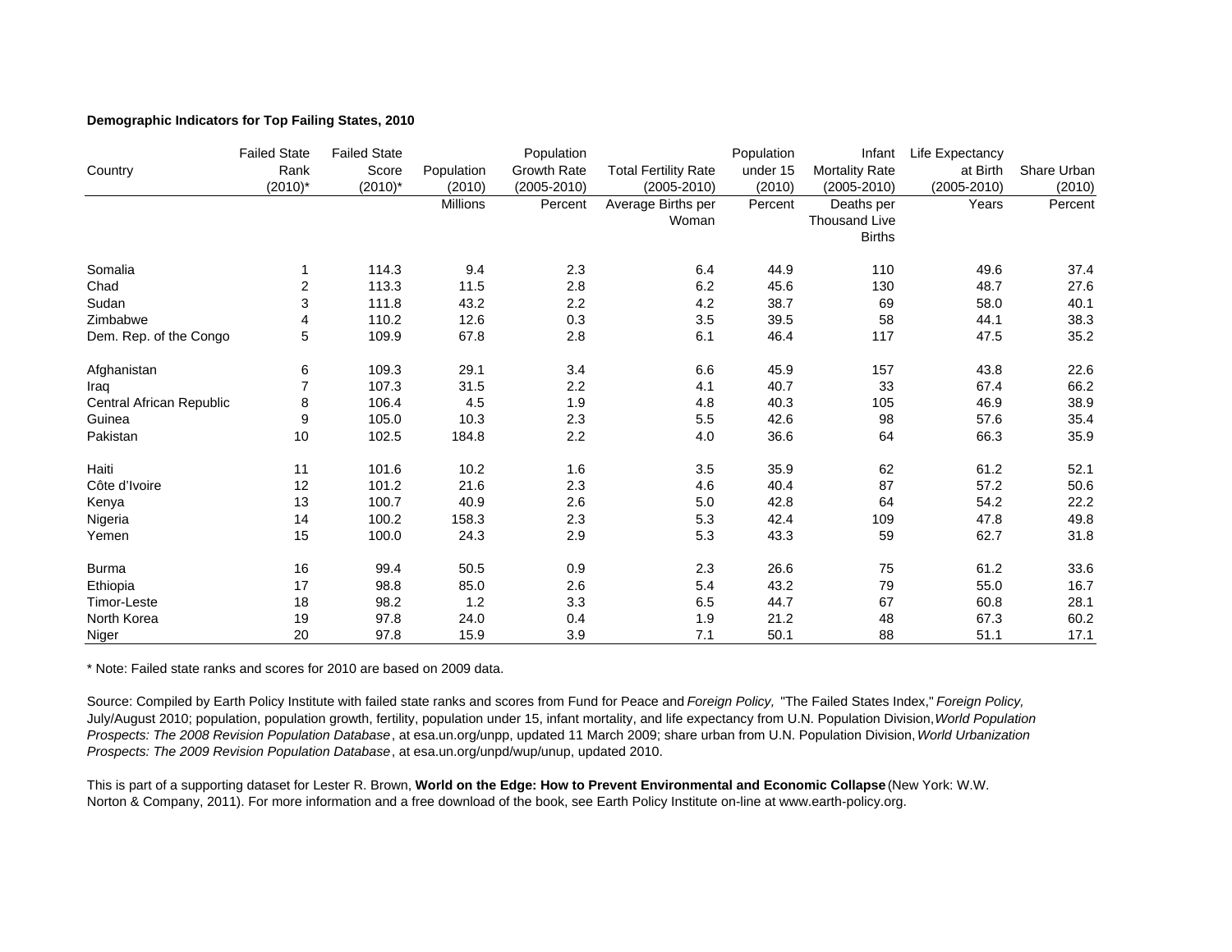**Demographic Indicators for Top Failing States, 2010**

| Country | Failed State Rank (2010)* | Failed State Score (2010)* | Population (2010) | Population Growth Rate (2005-2010) | Total Fertility Rate (2005-2010) | Population under 15 (2010) | Infant Mortality Rate (2005-2010) | Life Expectancy at Birth (2005-2010) | Share Urban (2010) |
|---|---|---|---|---|---|---|---|---|---|
| | | | Millions | Percent | Average Births per Woman | Percent | Deaths per Thousand Live Births | Years | Percent |
| Somalia | 1 | 114.3 | 9.4 | 2.3 | 6.4 | 44.9 | 110 | 49.6 | 37.4 |
| Chad | 2 | 113.3 | 11.5 | 2.8 | 6.2 | 45.6 | 130 | 48.7 | 27.6 |
| Sudan | 3 | 111.8 | 43.2 | 2.2 | 4.2 | 38.7 | 69 | 58.0 | 40.1 |
| Zimbabwe | 4 | 110.2 | 12.6 | 0.3 | 3.5 | 39.5 | 58 | 44.1 | 38.3 |
| Dem. Rep. of the Congo | 5 | 109.9 | 67.8 | 2.8 | 6.1 | 46.4 | 117 | 47.5 | 35.2 |
| Afghanistan | 6 | 109.3 | 29.1 | 3.4 | 6.6 | 45.9 | 157 | 43.8 | 22.6 |
| Iraq | 7 | 107.3 | 31.5 | 2.2 | 4.1 | 40.7 | 33 | 67.4 | 66.2 |
| Central African Republic | 8 | 106.4 | 4.5 | 1.9 | 4.8 | 40.3 | 105 | 46.9 | 38.9 |
| Guinea | 9 | 105.0 | 10.3 | 2.3 | 5.5 | 42.6 | 98 | 57.6 | 35.4 |
| Pakistan | 10 | 102.5 | 184.8 | 2.2 | 4.0 | 36.6 | 64 | 66.3 | 35.9 |
| Haiti | 11 | 101.6 | 10.2 | 1.6 | 3.5 | 35.9 | 62 | 61.2 | 52.1 |
| Côte d'Ivoire | 12 | 101.2 | 21.6 | 2.3 | 4.6 | 40.4 | 87 | 57.2 | 50.6 |
| Kenya | 13 | 100.7 | 40.9 | 2.6 | 5.0 | 42.8 | 64 | 54.2 | 22.2 |
| Nigeria | 14 | 100.2 | 158.3 | 2.3 | 5.3 | 42.4 | 109 | 47.8 | 49.8 |
| Yemen | 15 | 100.0 | 24.3 | 2.9 | 5.3 | 43.3 | 59 | 62.7 | 31.8 |
| Burma | 16 | 99.4 | 50.5 | 0.9 | 2.3 | 26.6 | 75 | 61.2 | 33.6 |
| Ethiopia | 17 | 98.8 | 85.0 | 2.6 | 5.4 | 43.2 | 79 | 55.0 | 16.7 |
| Timor-Leste | 18 | 98.2 | 1.2 | 3.3 | 6.5 | 44.7 | 67 | 60.8 | 28.1 |
| North Korea | 19 | 97.8 | 24.0 | 0.4 | 1.9 | 21.2 | 48 | 67.3 | 60.2 |
| Niger | 20 | 97.8 | 15.9 | 3.9 | 7.1 | 50.1 | 88 | 51.1 | 17.1 |

* Note: Failed state ranks and scores for 2010 are based on 2009 data.

Source: Compiled by Earth Policy Institute with failed state ranks and scores from Fund for Peace and *Foreign Policy,* "The Failed States Index," *Foreign Policy,* July/August 2010; population, population growth, fertility, population under 15, infant mortality, and life expectancy from U.N. Population Division, *World Population Prospects: The 2008 Revision Population Database*, at esa.un.org/unpp, updated 11 March 2009; share urban from U.N. Population Division, *World Urbanization Prospects: The 2009 Revision Population Database*, at esa.un.org/unpd/wup/unup, updated 2010.

This is part of a supporting dataset for Lester R. Brown, **World on the Edge: How to Prevent Environmental and Economic Collapse** (New York: W.W. Norton & Company, 2011). For more information and a free download of the book, see Earth Policy Institute on-line at www.earth-policy.org.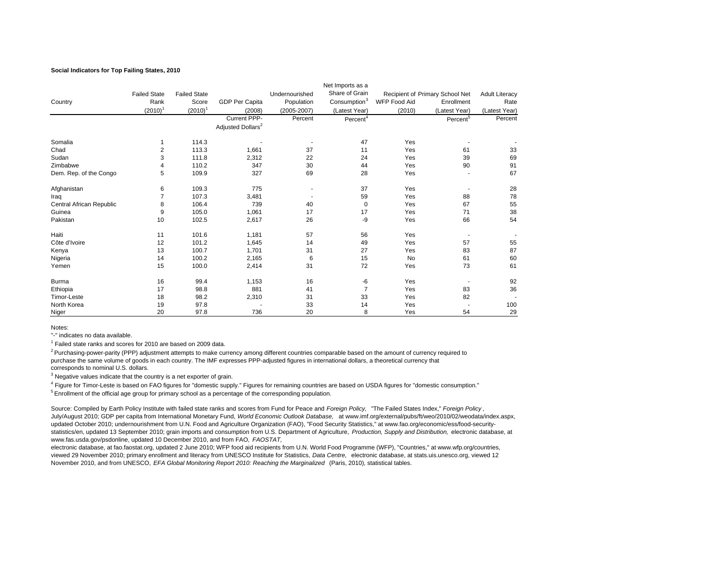**Social Indicators for Top Failing States, 2010**

| Country | Failed State Rank (2010)[1] | Failed State Score (2010)[1] | GDP Per Capita (2008) | Undernourished Population (2005-2007) | Net Imports as a Share of Grain Consumption[3] (Latest Year) | WFP Food Aid (2010) | Recipient of Primary School Net Enrollment (Latest Year) | Adult Literacy Rate (Latest Year) |
|---|---|---|---|---|---|---|---|---|
| | | | Current PPP-Adjusted Dollars[2] | Percent | Percent[4] | | Percent[5] | Percent |
| Somalia | 1 | 114.3 | - | - | 47 | Yes | - | - |
| Chad | 2 | 113.3 | 1,661 | 37 | 11 | Yes | 61 | 33 |
| Sudan | 3 | 111.8 | 2,312 | 22 | 24 | Yes | 39 | 69 |
| Zimbabwe | 4 | 110.2 | 347 | 30 | 44 | Yes | 90 | 91 |
| Dem. Rep. of the Congo | 5 | 109.9 | 327 | 69 | 28 | Yes | - | 67 |
| Afghanistan | 6 | 109.3 | 775 | - | 37 | Yes | - | 28 |
| Iraq | 7 | 107.3 | 3,481 | - | 59 | Yes | 88 | 78 |
| Central African Republic | 8 | 106.4 | 739 | 40 | 0 | Yes | 67 | 55 |
| Guinea | 9 | 105.0 | 1,061 | 17 | 17 | Yes | 71 | 38 |
| Pakistan | 10 | 102.5 | 2,617 | 26 | -9 | Yes | 66 | 54 |
| Haiti | 11 | 101.6 | 1,181 | 57 | 56 | Yes | - | - |
| Côte d'Ivoire | 12 | 101.2 | 1,645 | 14 | 49 | Yes | 57 | 55 |
| Kenya | 13 | 100.7 | 1,701 | 31 | 27 | Yes | 83 | 87 |
| Nigeria | 14 | 100.2 | 2,165 | 6 | 15 | No | 61 | 60 |
| Yemen | 15 | 100.0 | 2,414 | 31 | 72 | Yes | 73 | 61 |
| Burma | 16 | 99.4 | 1,153 | 16 | -6 | Yes | - | 92 |
| Ethiopia | 17 | 98.8 | 881 | 41 | 7 | Yes | 83 | 36 |
| Timor-Leste | 18 | 98.2 | 2,310 | 31 | 33 | Yes | 82 | - |
| North Korea | 19 | 97.8 | - | 33 | 14 | Yes | - | 100 |
| Niger | 20 | 97.8 | 736 | 20 | 8 | Yes | 54 | 29 |

Notes:

"-" indicates no data available.

[1] Failed state ranks and scores for 2010 are based on 2009 data.

[2] Purchasing-power-parity (PPP) adjustment attempts to make currency among different countries comparable based on the amount of currency required to purchase the same volume of goods in each country. The IMF expresses PPP-adjusted figures in international dollars, a theoretical currency that corresponds to nominal U.S. dollars.

[3] Negative values indicate that the country is a net exporter of grain.

[4] Figure for Timor-Leste is based on FAO figures for "domestic supply." Figures for remaining countries are based on USDA figures for "domestic consumption."

[5] Enrollment of the official age group for primary school as a percentage of the corresponding population.

Source: Compiled by Earth Policy Institute with failed state ranks and scores from Fund for Peace and *Foreign Policy,* "The Failed States Index," *Foreign Policy*, July/August 2010; GDP per capita from International Monetary Fund, *World Economic Outlook Database,* at www.imf.org/external/pubs/ft/weo/2010/02/weodata/index.aspx, updated October 2010; undernourishment from U.N. Food and Agriculture Organization (FAO), "Food Security Statistics," at www.fao.org/economic/ess/food-security-statistics/en, updated 13 September 2010; grain imports and consumption from U.S. Department of Agriculture, *Production, Supply and Distribution,* electronic database, at www.fas.usda.gov/psdonline, updated 10 December 2010, and from FAO, *FAOSTAT,* electronic database, at fao.faostat.org, updated 2 June 2010; WFP food aid recipients from U.N. World Food Programme (WFP), "Countries," at www.wfp.org/countries, viewed 29 November 2010; primary enrollment and literacy from UNESCO Institute for Statistics, *Data Centre,* electronic database, at stats.uis.unesco.org, viewed 12 November 2010, and from UNESCO, *EFA Global Monitoring Report 2010: Reaching the Marginalized* (Paris, 2010), statistical tables.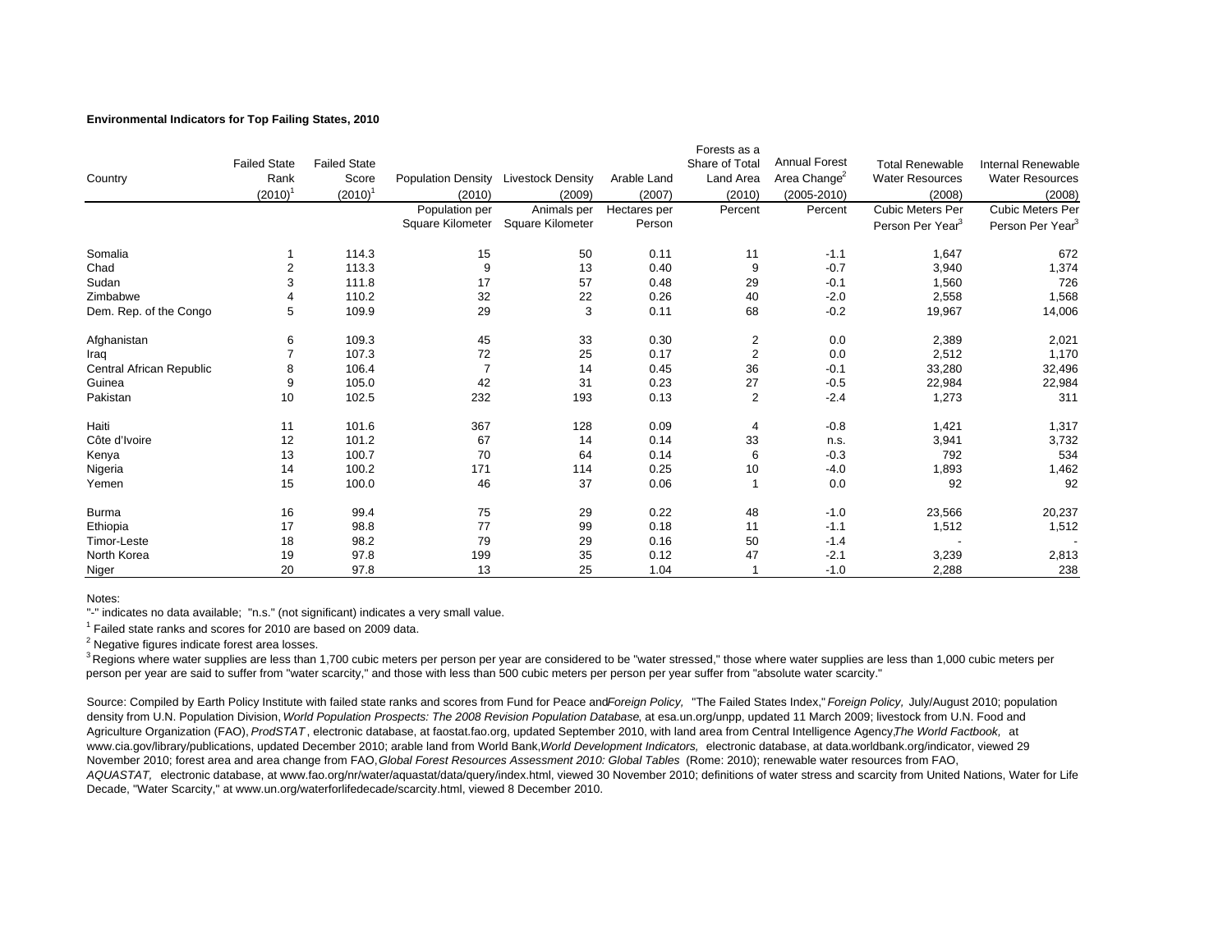**Environmental Indicators for Top Failing States, 2010**

| Country | Failed State Rank (2010)[1] | Failed State Score (2010)[1] | Population Density (2010) | Livestock Density (2009) | Arable Land (2007) | Forests as a Share of Total Land Area (2010) | Annual Forest Area Change[2] (2005-2010) | Total Renewable Water Resources (2008) | Internal Renewable Water Resources (2008) |
|---|---|---|---|---|---|---|---|---|---|
| | | | Population per Square Kilometer | Animals per Square Kilometer | Hectares per Person | Percent | Percent | Cubic Meters Per Person Per Year[3] | Cubic Meters Per Person Per Year[3] |
| Somalia | 1 | 114.3 | 15 | 50 | 0.11 | 11 | -1.1 | 1,647 | 672 |
| Chad | 2 | 113.3 | 9 | 13 | 0.40 | 9 | -0.7 | 3,940 | 1,374 |
| Sudan | 3 | 111.8 | 17 | 57 | 0.48 | 29 | -0.1 | 1,560 | 726 |
| Zimbabwe | 4 | 110.2 | 32 | 22 | 0.26 | 40 | -2.0 | 2,558 | 1,568 |
| Dem. Rep. of the Congo | 5 | 109.9 | 29 | 3 | 0.11 | 68 | -0.2 | 19,967 | 14,006 |
| Afghanistan | 6 | 109.3 | 45 | 33 | 0.30 | 2 | 0.0 | 2,389 | 2,021 |
| Iraq | 7 | 107.3 | 72 | 25 | 0.17 | 2 | 0.0 | 2,512 | 1,170 |
| Central African Republic | 8 | 106.4 | 7 | 14 | 0.45 | 36 | -0.1 | 33,280 | 32,496 |
| Guinea | 9 | 105.0 | 42 | 31 | 0.23 | 27 | -0.5 | 22,984 | 22,984 |
| Pakistan | 10 | 102.5 | 232 | 193 | 0.13 | 2 | -2.4 | 1,273 | 311 |
| Haiti | 11 | 101.6 | 367 | 128 | 0.09 | 4 | -0.8 | 1,421 | 1,317 |
| Côte d'Ivoire | 12 | 101.2 | 67 | 14 | 0.14 | 33 | n.s. | 3,941 | 3,732 |
| Kenya | 13 | 100.7 | 70 | 64 | 0.14 | 6 | -0.3 | 792 | 534 |
| Nigeria | 14 | 100.2 | 171 | 114 | 0.25 | 10 | -4.0 | 1,893 | 1,462 |
| Yemen | 15 | 100.0 | 46 | 37 | 0.06 | 1 | 0.0 | 92 | 92 |
| Burma | 16 | 99.4 | 75 | 29 | 0.22 | 48 | -1.0 | 23,566 | 20,237 |
| Ethiopia | 17 | 98.8 | 77 | 99 | 0.18 | 11 | -1.1 | 1,512 | 1,512 |
| Timor-Leste | 18 | 98.2 | 79 | 29 | 0.16 | 50 | -1.4 | - | - |
| North Korea | 19 | 97.8 | 199 | 35 | 0.12 | 47 | -2.1 | 3,239 | 2,813 |
| Niger | 20 | 97.8 | 13 | 25 | 1.04 | 1 | -1.0 | 2,288 | 238 |

Notes:

"-" indicates no data available; "n.s." (not significant) indicates a very small value.

[1] Failed state ranks and scores for 2010 are based on 2009 data.

[2] Negative figures indicate forest area losses.

[3] Regions where water supplies are less than 1,700 cubic meters per person per year are considered to be "water stressed," those where water supplies are less than 1,000 cubic meters per person per year are said to suffer from "water scarcity," and those with less than 500 cubic meters per person per year suffer from "absolute water scarcity."

Source: Compiled by Earth Policy Institute with failed state ranks and scores from Fund for Peace and *Foreign Policy,* "The Failed States Index," *Foreign Policy,* July/August 2010; population density from U.N. Population Division, *World Population Prospects: The 2008 Revision Population Database*, at esa.un.org/unpp, updated 11 March 2009; livestock from U.N. Food and Agriculture Organization (FAO), *ProdSTAT*, electronic database, at faostat.fao.org, updated September 2010, with land area from Central Intelligence Agency, *The World Factbook,* at www.cia.gov/library/publications, updated December 2010; arable land from World Bank, *World Development Indicators,* electronic database, at data.worldbank.org/indicator, viewed 29 November 2010; forest area and area change from FAO, *Global Forest Resources Assessment 2010: Global Tables* (Rome: 2010); renewable water resources from FAO, *AQUASTAT,* electronic database, at www.fao.org/nr/water/aquastat/data/query/index.html, viewed 30 November 2010; definitions of water stress and scarcity from United Nations, Water for Life Decade, "Water Scarcity," at www.un.org/waterforlifedecade/scarcity.html, viewed 8 December 2010.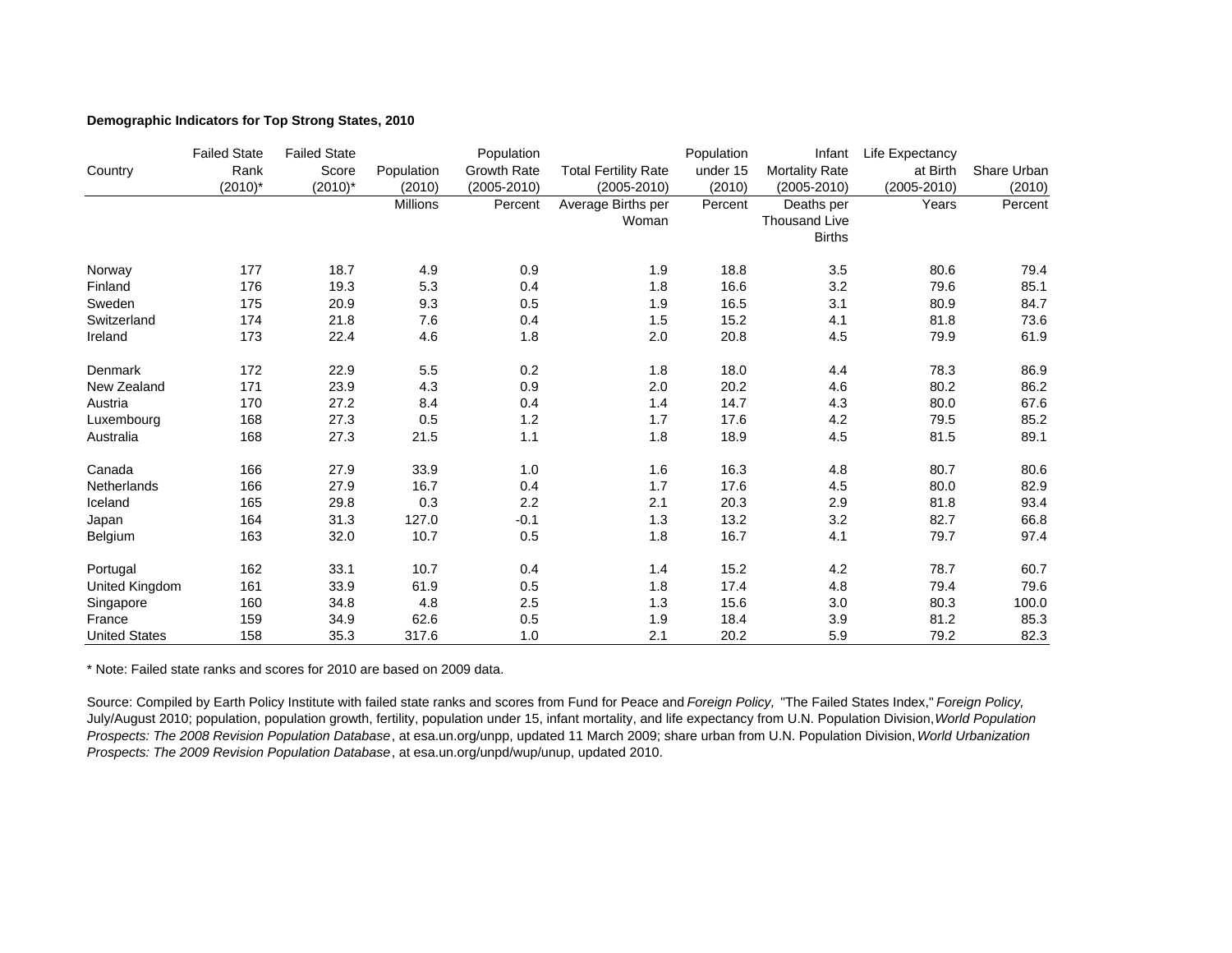**Demographic Indicators for Top Strong States, 2010**

| Country | Failed State Rank (2010)* | Failed State Score (2010)* | Population (2010) | Population Growth Rate (2005-2010) | Total Fertility Rate (2005-2010) | Population under 15 (2010) | Infant Mortality Rate (2005-2010) | Life Expectancy at Birth (2005-2010) | Share Urban (2010) |
|---|---|---|---|---|---|---|---|---|---|
| | | | Millions | Percent | Average Births per Woman | Percent | Deaths per Thousand Live Births | Years | Percent |
| Norway | 177 | 18.7 | 4.9 | 0.9 | 1.9 | 18.8 | 3.5 | 80.6 | 79.4 |
| Finland | 176 | 19.3 | 5.3 | 0.4 | 1.8 | 16.6 | 3.2 | 79.6 | 85.1 |
| Sweden | 175 | 20.9 | 9.3 | 0.5 | 1.9 | 16.5 | 3.1 | 80.9 | 84.7 |
| Switzerland | 174 | 21.8 | 7.6 | 0.4 | 1.5 | 15.2 | 4.1 | 81.8 | 73.6 |
| Ireland | 173 | 22.4 | 4.6 | 1.8 | 2.0 | 20.8 | 4.5 | 79.9 | 61.9 |
| Denmark | 172 | 22.9 | 5.5 | 0.2 | 1.8 | 18.0 | 4.4 | 78.3 | 86.9 |
| New Zealand | 171 | 23.9 | 4.3 | 0.9 | 2.0 | 20.2 | 4.6 | 80.2 | 86.2 |
| Austria | 170 | 27.2 | 8.4 | 0.4 | 1.4 | 14.7 | 4.3 | 80.0 | 67.6 |
| Luxembourg | 168 | 27.3 | 0.5 | 1.2 | 1.7 | 17.6 | 4.2 | 79.5 | 85.2 |
| Australia | 168 | 27.3 | 21.5 | 1.1 | 1.8 | 18.9 | 4.5 | 81.5 | 89.1 |
| Canada | 166 | 27.9 | 33.9 | 1.0 | 1.6 | 16.3 | 4.8 | 80.7 | 80.6 |
| Netherlands | 166 | 27.9 | 16.7 | 0.4 | 1.7 | 17.6 | 4.5 | 80.0 | 82.9 |
| Iceland | 165 | 29.8 | 0.3 | 2.2 | 2.1 | 20.3 | 2.9 | 81.8 | 93.4 |
| Japan | 164 | 31.3 | 127.0 | -0.1 | 1.3 | 13.2 | 3.2 | 82.7 | 66.8 |
| Belgium | 163 | 32.0 | 10.7 | 0.5 | 1.8 | 16.7 | 4.1 | 79.7 | 97.4 |
| Portugal | 162 | 33.1 | 10.7 | 0.4 | 1.4 | 15.2 | 4.2 | 78.7 | 60.7 |
| United Kingdom | 161 | 33.9 | 61.9 | 0.5 | 1.8 | 17.4 | 4.8 | 79.4 | 79.6 |
| Singapore | 160 | 34.8 | 4.8 | 2.5 | 1.3 | 15.6 | 3.0 | 80.3 | 100.0 |
| France | 159 | 34.9 | 62.6 | 0.5 | 1.9 | 18.4 | 3.9 | 81.2 | 85.3 |
| United States | 158 | 35.3 | 317.6 | 1.0 | 2.1 | 20.2 | 5.9 | 79.2 | 82.3 |

* Note: Failed state ranks and scores for 2010 are based on 2009 data.

Source: Compiled by Earth Policy Institute with failed state ranks and scores from Fund for Peace and *Foreign Policy,* "The Failed States Index," *Foreign Policy,* July/August 2010; population, population growth, fertility, population under 15, infant mortality, and life expectancy from U.N. Population Division, *World Population Prospects: The 2008 Revision Population Database*, at esa.un.org/unpp, updated 11 March 2009; share urban from U.N. Population Division, *World Urbanization Prospects: The 2009 Revision Population Database*, at esa.un.org/unpd/wup/unup, updated 2010.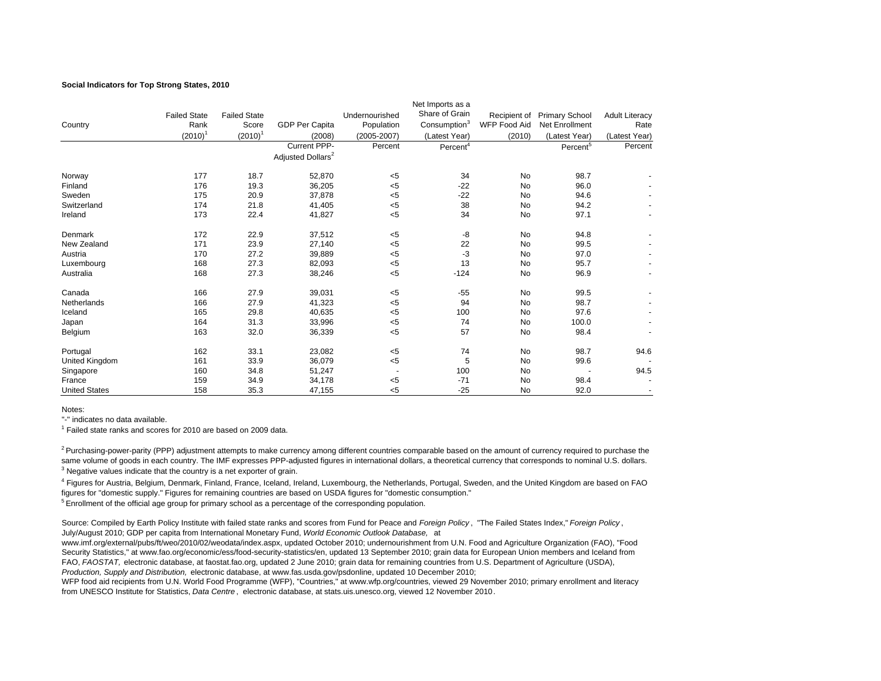**Social Indicators for Top Strong States, 2010**

| Country | Failed State Rank (2010)[1] | Failed State Score (2010)[1] | GDP Per Capita (2008) | Undernourished Population (2005-2007) | Net Imports as a Share of Grain Consumption[3] (Latest Year) | Recipient of WFP Food Aid (2010) | Primary School Net Enrollment (Latest Year) | Adult Literacy Rate (Latest Year) |
|---|---|---|---|---|---|---|---|---|
| | | | Current PPP-Adjusted Dollars[2] | Percent | Percent[4] | | Percent[5] | Percent |
| Norway | 177 | 18.7 | 52,870 | <5 | 34 | No | 98.7 | - |
| Finland | 176 | 19.3 | 36,205 | <5 | -22 | No | 96.0 | - |
| Sweden | 175 | 20.9 | 37,878 | <5 | -22 | No | 94.6 | - |
| Switzerland | 174 | 21.8 | 41,405 | <5 | 38 | No | 94.2 | - |
| Ireland | 173 | 22.4 | 41,827 | <5 | 34 | No | 97.1 | - |
| Denmark | 172 | 22.9 | 37,512 | <5 | -8 | No | 94.8 | - |
| New Zealand | 171 | 23.9 | 27,140 | <5 | 22 | No | 99.5 | - |
| Austria | 170 | 27.2 | 39,889 | <5 | -3 | No | 97.0 | - |
| Luxembourg | 168 | 27.3 | 82,093 | <5 | 13 | No | 95.7 | - |
| Australia | 168 | 27.3 | 38,246 | <5 | -124 | No | 96.9 | - |
| Canada | 166 | 27.9 | 39,031 | <5 | -55 | No | 99.5 | - |
| Netherlands | 166 | 27.9 | 41,323 | <5 | 94 | No | 98.7 | - |
| Iceland | 165 | 29.8 | 40,635 | <5 | 100 | No | 97.6 | - |
| Japan | 164 | 31.3 | 33,996 | <5 | 74 | No | 100.0 | - |
| Belgium | 163 | 32.0 | 36,339 | <5 | 57 | No | 98.4 | - |
| Portugal | 162 | 33.1 | 23,082 | <5 | 74 | No | 98.7 | 94.6 |
| United Kingdom | 161 | 33.9 | 36,079 | <5 | 5 | No | 99.6 | - |
| Singapore | 160 | 34.8 | 51,247 | - | 100 | No | - | 94.5 |
| France | 159 | 34.9 | 34,178 | <5 | -71 | No | 98.4 | - |
| United States | 158 | 35.3 | 47,155 | <5 | -25 | No | 92.0 | - |

Notes:

"-" indicates no data available.

[1] Failed state ranks and scores for 2010 are based on 2009 data.

[2] Purchasing-power-parity (PPP) adjustment attempts to make currency among different countries comparable based on the amount of currency required to purchase the same volume of goods in each country. The IMF expresses PPP-adjusted figures in international dollars, a theoretical currency that corresponds to nominal U.S. dollars.

[3] Negative values indicate that the country is a net exporter of grain.

[4] Figures for Austria, Belgium, Denmark, Finland, France, Iceland, Ireland, Luxembourg, the Netherlands, Portugal, Sweden, and the United Kingdom are based on FAO figures for "domestic supply." Figures for remaining countries are based on USDA figures for "domestic consumption."

[5] Enrollment of the official age group for primary school as a percentage of the corresponding population.

Source: Compiled by Earth Policy Institute with failed state ranks and scores from Fund for Peace and *Foreign Policy*, "The Failed States Index," *Foreign Policy*, July/August 2010; GDP per capita from International Monetary Fund, *World Economic Outlook Database,* at www.imf.org/external/pubs/ft/weo/2010/02/weodata/index.aspx, updated October 2010; undernourishment from U.N. Food and Agriculture Organization (FAO), "Food Security Statistics," at www.fao.org/economic/ess/food-security-statistics/en, updated 13 September 2010; grain data for European Union members and Iceland from FAO, *FAOSTAT,* electronic database, at faostat.fao.org, updated 2 June 2010; grain data for remaining countries from U.S. Department of Agriculture (USDA), *Production, Supply and Distribution,* electronic database, at www.fas.usda.gov/psdonline, updated 10 December 2010; WFP food aid recipients from U.N. World Food Programme (WFP), "Countries," at www.wfp.org/countries, viewed 29 November 2010; primary enrollment and literacy from UNESCO Institute for Statistics, *Data Centre*, electronic database, at stats.uis.unesco.org, viewed 12 November 2010.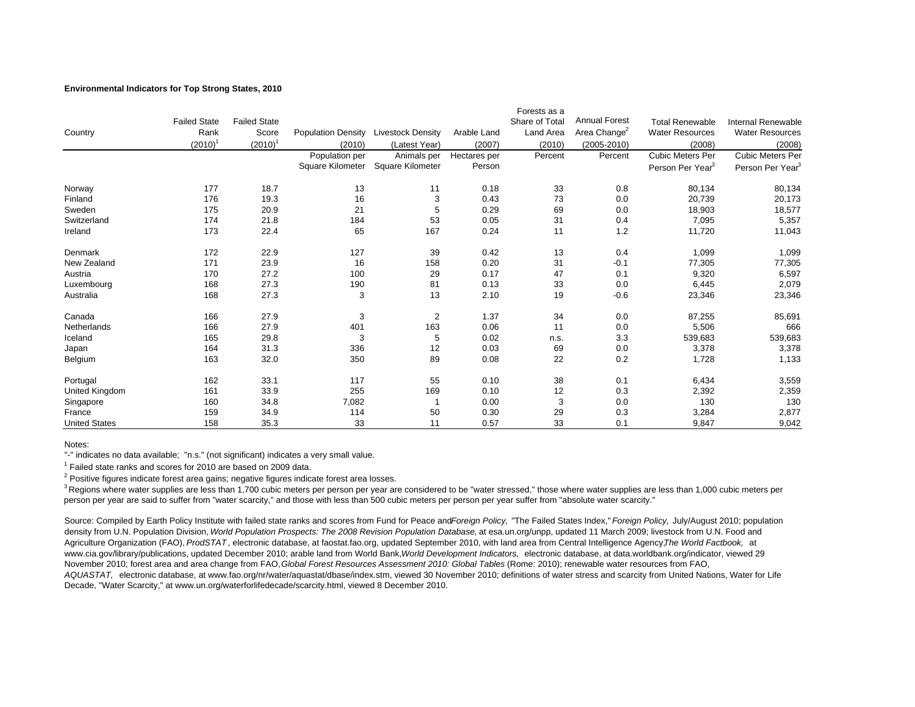**Environmental Indicators for Top Strong States, 2010**

| Country | Failed State Rank (2010)[1] | Failed State Score (2010)[1] | Population Density (2010) | Livestock Density (Latest Year) | Arable Land (2007) | Forests as a Share of Total Land Area (2010) | Annual Forest Area Change[2] (2005-2010) | Total Renewable Water Resources (2008) | Internal Renewable Water Resources (2008) |
|---|---|---|---|---|---|---|---|---|---|
| | | | Population per Square Kilometer | Animals per Square Kilometer | Hectares per Person | Percent | Percent | Cubic Meters Per Person Per Year[3] | Cubic Meters Per Person Per Year[3] |
| Norway | 177 | 18.7 | 13 | 11 | 0.18 | 33 | 0.8 | 80,134 | 80,134 |
| Finland | 176 | 19.3 | 16 | 3 | 0.43 | 73 | 0.0 | 20,739 | 20,173 |
| Sweden | 175 | 20.9 | 21 | 5 | 0.29 | 69 | 0.0 | 18,903 | 18,577 |
| Switzerland | 174 | 21.8 | 184 | 53 | 0.05 | 31 | 0.4 | 7,095 | 5,357 |
| Ireland | 173 | 22.4 | 65 | 167 | 0.24 | 11 | 1.2 | 11,720 | 11,043 |
| Denmark | 172 | 22.9 | 127 | 39 | 0.42 | 13 | 0.4 | 1,099 | 1,099 |
| New Zealand | 171 | 23.9 | 16 | 158 | 0.20 | 31 | -0.1 | 77,305 | 77,305 |
| Austria | 170 | 27.2 | 100 | 29 | 0.17 | 47 | 0.1 | 9,320 | 6,597 |
| Luxembourg | 168 | 27.3 | 190 | 81 | 0.13 | 33 | 0.0 | 6,445 | 2,079 |
| Australia | 168 | 27.3 | 3 | 13 | 2.10 | 19 | -0.6 | 23,346 | 23,346 |
| Canada | 166 | 27.9 | 3 | 2 | 1.37 | 34 | 0.0 | 87,255 | 85,691 |
| Netherlands | 166 | 27.9 | 401 | 163 | 0.06 | 11 | 0.0 | 5,506 | 666 |
| Iceland | 165 | 29.8 | 3 | 5 | 0.02 | n.s. | 3.3 | 539,683 | 539,683 |
| Japan | 164 | 31.3 | 336 | 12 | 0.03 | 69 | 0.0 | 3,378 | 3,378 |
| Belgium | 163 | 32.0 | 350 | 89 | 0.08 | 22 | 0.2 | 1,728 | 1,133 |
| Portugal | 162 | 33.1 | 117 | 55 | 0.10 | 38 | 0.1 | 6,434 | 3,559 |
| United Kingdom | 161 | 33.9 | 255 | 169 | 0.10 | 12 | 0.3 | 2,392 | 2,359 |
| Singapore | 160 | 34.8 | 7,082 | 1 | 0.00 | 3 | 0.0 | 130 | 130 |
| France | 159 | 34.9 | 114 | 50 | 0.30 | 29 | 0.3 | 3,284 | 2,877 |
| United States | 158 | 35.3 | 33 | 11 | 0.57 | 33 | 0.1 | 9,847 | 9,042 |

Notes:

"-" indicates no data available; "n.s." (not significant) indicates a very small value.

[1] Failed state ranks and scores for 2010 are based on 2009 data.

[2] Positive figures indicate forest area gains; negative figures indicate forest area losses.

[3] Regions where water supplies are less than 1,700 cubic meters per person per year are considered to be "water stressed," those where water supplies are less than 1,000 cubic meters per person per year are said to suffer from "water scarcity," and those with less than 500 cubic meters per person per year suffer from "absolute water scarcity."

Source: Compiled by Earth Policy Institute with failed state ranks and scores from Fund for Peace and *Foreign Policy,* "The Failed States Index," *Foreign Policy,* July/August 2010; population density from U.N. Population Division, *World Population Prospects: The 2008 Revision Population Database*, at esa.un.org/unpp, updated 11 March 2009; livestock from U.N. Food and Agriculture Organization (FAO), *ProdSTAT*, electronic database, at faostat.fao.org, updated September 2010, with land area from Central Intelligence Agency, *The World Factbook,* at www.cia.gov/library/publications, updated December 2010; arable land from World Bank, *World Development Indicators,* electronic database, at data.worldbank.org/indicator, viewed 29 November 2010; forest area and area change from FAO, *Global Forest Resources Assessment 2010: Global Tables* (Rome: 2010); renewable water resources from FAO, *AQUASTAT,* electronic database, at www.fao.org/nr/water/aquastat/dbase/index.stm, viewed 30 November 2010; definitions of water stress and scarcity from United Nations, Water for Life Decade, "Water Scarcity," at www.un.org/waterforlifedecade/scarcity.html, viewed 8 December 2010.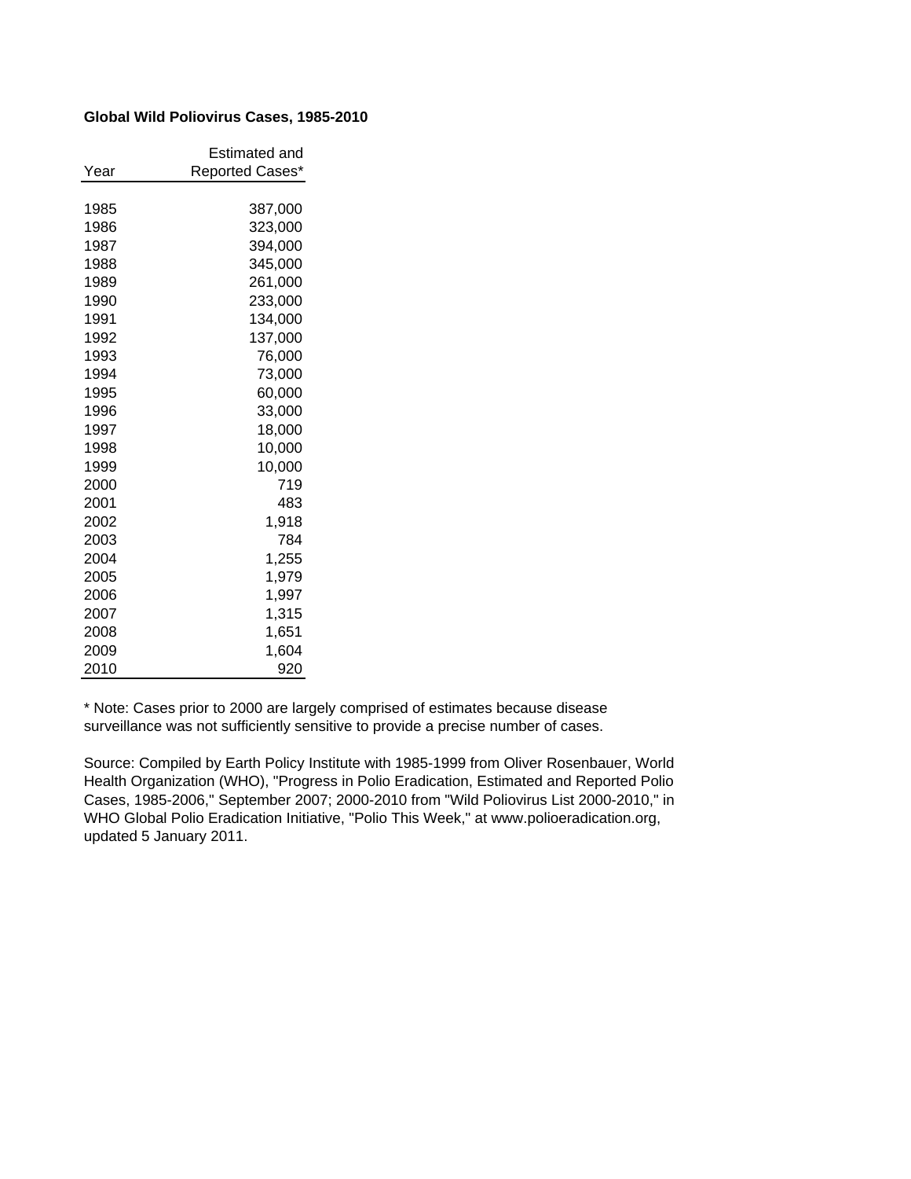**Global Wild Poliovirus Cases, 1985-2010**

| Year | Estimated and Reported Cases* |
|---|---|
| 1985 | 387,000 |
| 1986 | 323,000 |
| 1987 | 394,000 |
| 1988 | 345,000 |
| 1989 | 261,000 |
| 1990 | 233,000 |
| 1991 | 134,000 |
| 1992 | 137,000 |
| 1993 | 76,000 |
| 1994 | 73,000 |
| 1995 | 60,000 |
| 1996 | 33,000 |
| 1997 | 18,000 |
| 1998 | 10,000 |
| 1999 | 10,000 |
| 2000 | 719 |
| 2001 | 483 |
| 2002 | 1,918 |
| 2003 | 784 |
| 2004 | 1,255 |
| 2005 | 1,979 |
| 2006 | 1,997 |
| 2007 | 1,315 |
| 2008 | 1,651 |
| 2009 | 1,604 |
| 2010 | 920 |

* Note: Cases prior to 2000 are largely comprised of estimates because disease surveillance was not sufficiently sensitive to provide a precise number of cases.

Source: Compiled by Earth Policy Institute with 1985-1999 from Oliver Rosenbauer, World Health Organization (WHO), "Progress in Polio Eradication, Estimated and Reported Polio Cases, 1985-2006," September 2007; 2000-2010 from "Wild Poliovirus List 2000-2010," in WHO Global Polio Eradication Initiative, "Polio This Week," at www.polioeradication.org, updated 5 January 2011.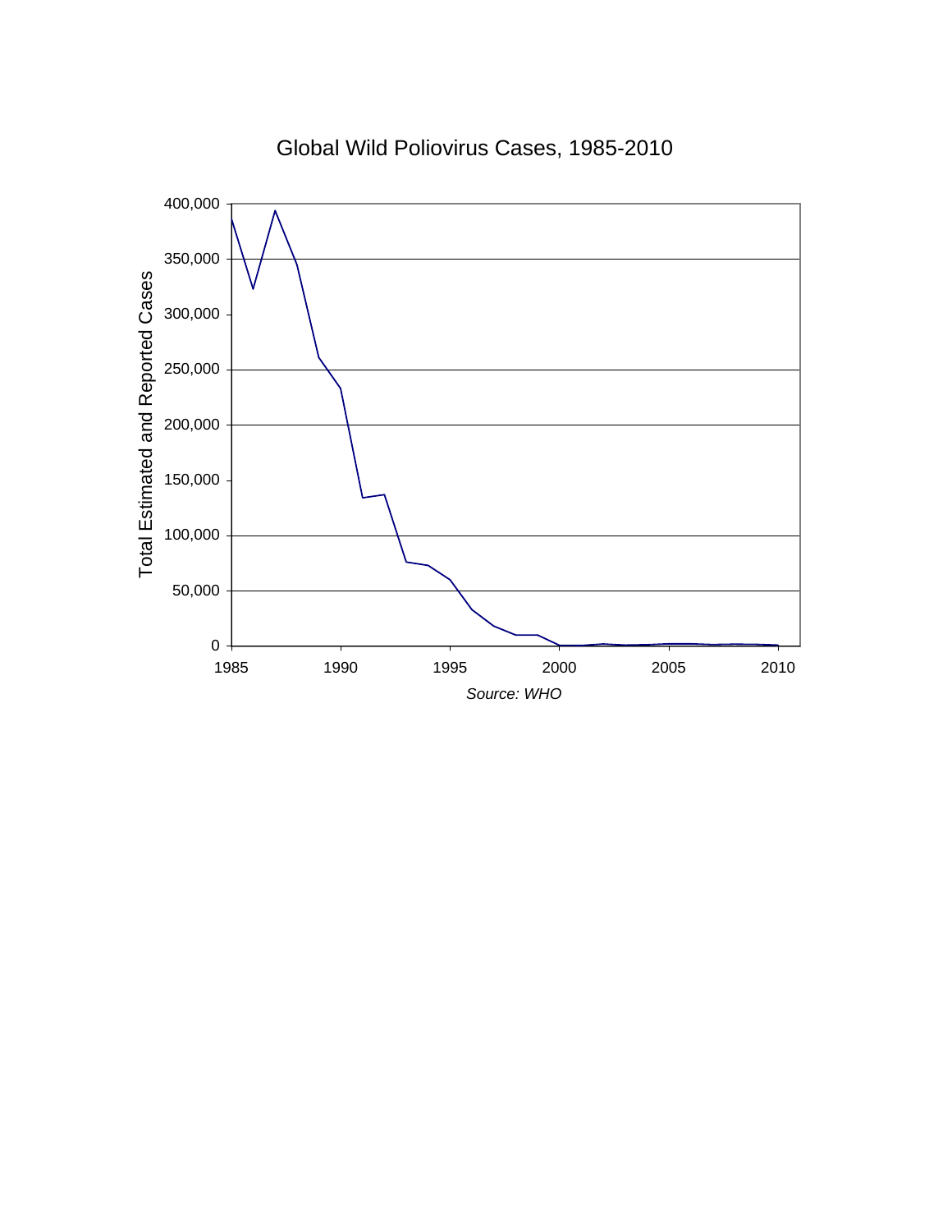Global Wild Poliovirus Cases, 1985-2010

Total Estimated and Reported Cases

400,000
350,000
300,000
250,000
200,000
150,000
100,000
50,000
0

1985
1990
1995
2000
2005
2010

*Source: WHO*